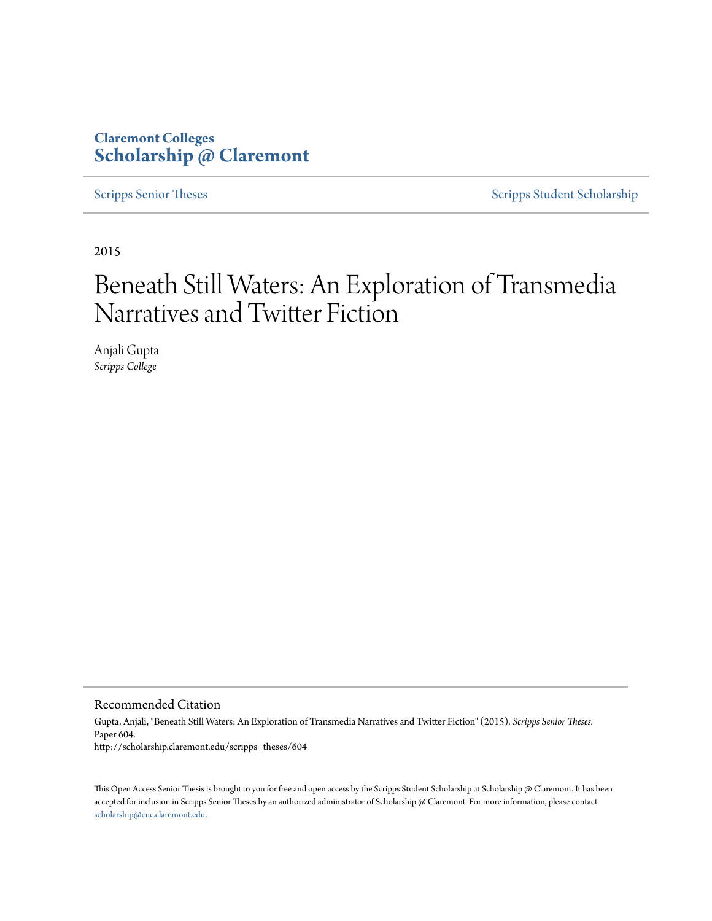Claremont Colleges
**Scholarship @ Claremont**

Scripps Senior Theses | Scripps Student Scholarship

2015

# Beneath Still Waters: An Exploration of Transmedia Narratives and Twitter Fiction

Anjali Gupta
*Scripps College*

## Recommended Citation

Gupta, Anjali, "Beneath Still Waters: An Exploration of Transmedia Narratives and Twitter Fiction" (2015). *Scripps Senior Theses*. Paper 604.
http://scholarship.claremont.edu/scripps_theses/604

This Open Access Senior Thesis is brought to you for free and open access by the Scripps Student Scholarship at Scholarship @ Claremont. It has been accepted for inclusion in Scripps Senior Theses by an authorized administrator of Scholarship @ Claremont. For more information, please contact scholarship@cuc.claremont.edu.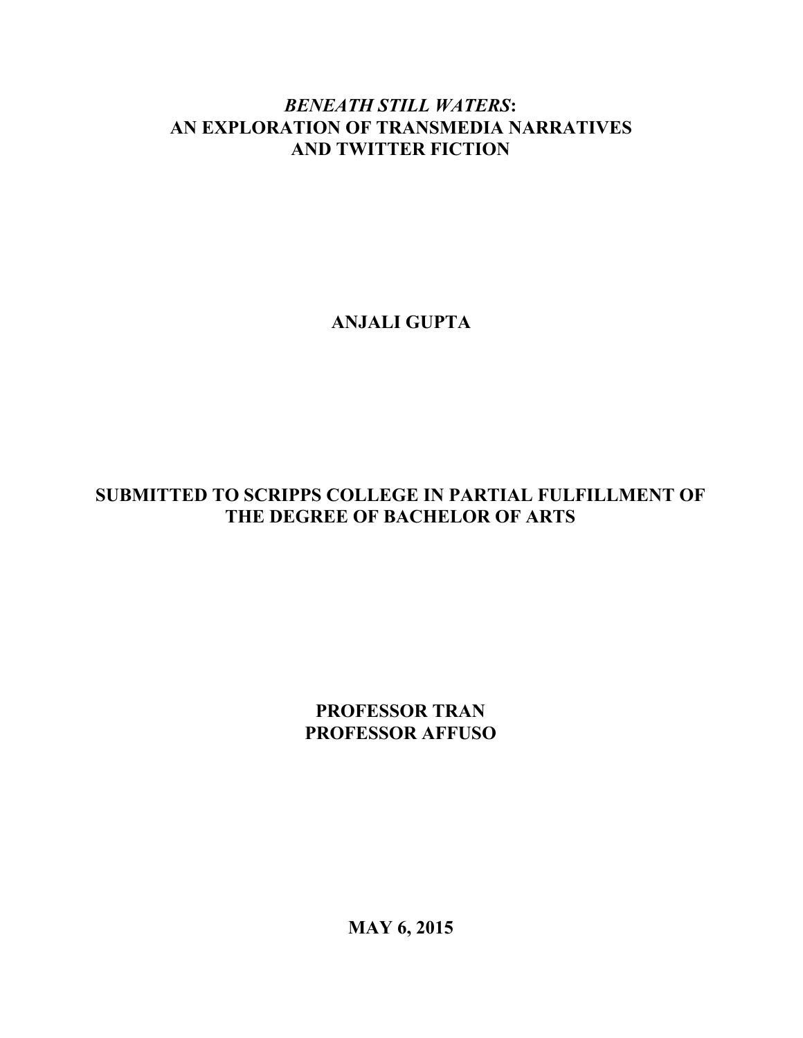# *BENEATH STILL WATERS*: AN EXPLORATION OF TRANSMEDIA NARRATIVES AND TWITTER FICTION

**ANJALI GUPTA**

**SUBMITTED TO SCRIPPS COLLEGE IN PARTIAL FULFILLMENT OF THE DEGREE OF BACHELOR OF ARTS**

**PROFESSOR TRAN**
**PROFESSOR AFFUSO**

**MAY 6, 2015**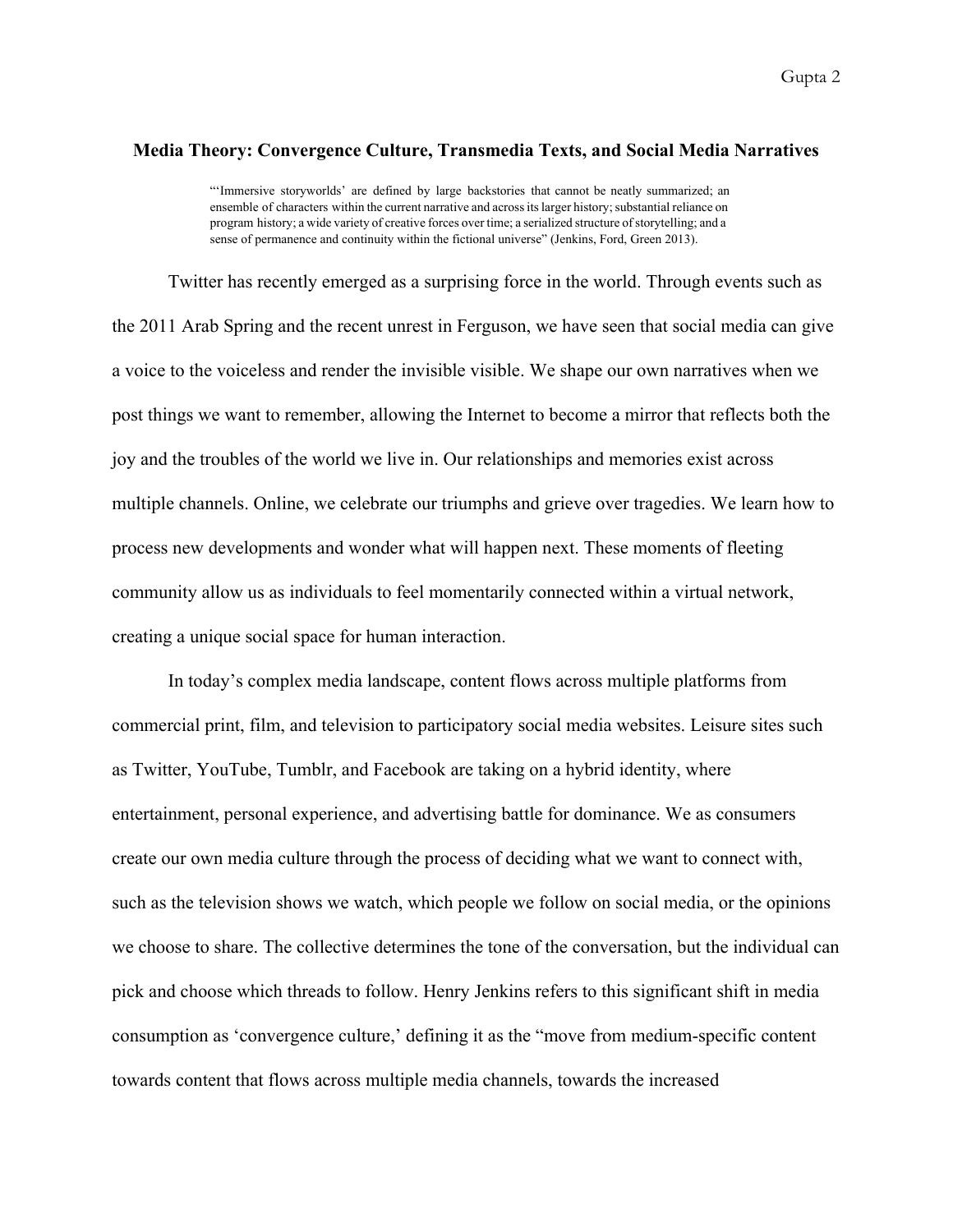## Media Theory: Convergence Culture, Transmedia Texts, and Social Media Narratives

> "'Immersive storyworlds' are defined by large backstories that cannot be neatly summarized; an ensemble of characters within the current narrative and across its larger history; substantial reliance on program history; a wide variety of creative forces over time; a serialized structure of storytelling; and a sense of permanence and continuity within the fictional universe" (Jenkins, Ford, Green 2013).

Twitter has recently emerged as a surprising force in the world. Through events such as the 2011 Arab Spring and the recent unrest in Ferguson, we have seen that social media can give a voice to the voiceless and render the invisible visible. We shape our own narratives when we post things we want to remember, allowing the Internet to become a mirror that reflects both the joy and the troubles of the world we live in. Our relationships and memories exist across multiple channels. Online, we celebrate our triumphs and grieve over tragedies. We learn how to process new developments and wonder what will happen next. These moments of fleeting community allow us as individuals to feel momentarily connected within a virtual network, creating a unique social space for human interaction.

In today's complex media landscape, content flows across multiple platforms from commercial print, film, and television to participatory social media websites. Leisure sites such as Twitter, YouTube, Tumblr, and Facebook are taking on a hybrid identity, where entertainment, personal experience, and advertising battle for dominance. We as consumers create our own media culture through the process of deciding what we want to connect with, such as the television shows we watch, which people we follow on social media, or the opinions we choose to share. The collective determines the tone of the conversation, but the individual can pick and choose which threads to follow. Henry Jenkins refers to this significant shift in media consumption as 'convergence culture,' defining it as the "move from medium-specific content towards content that flows across multiple media channels, towards the increased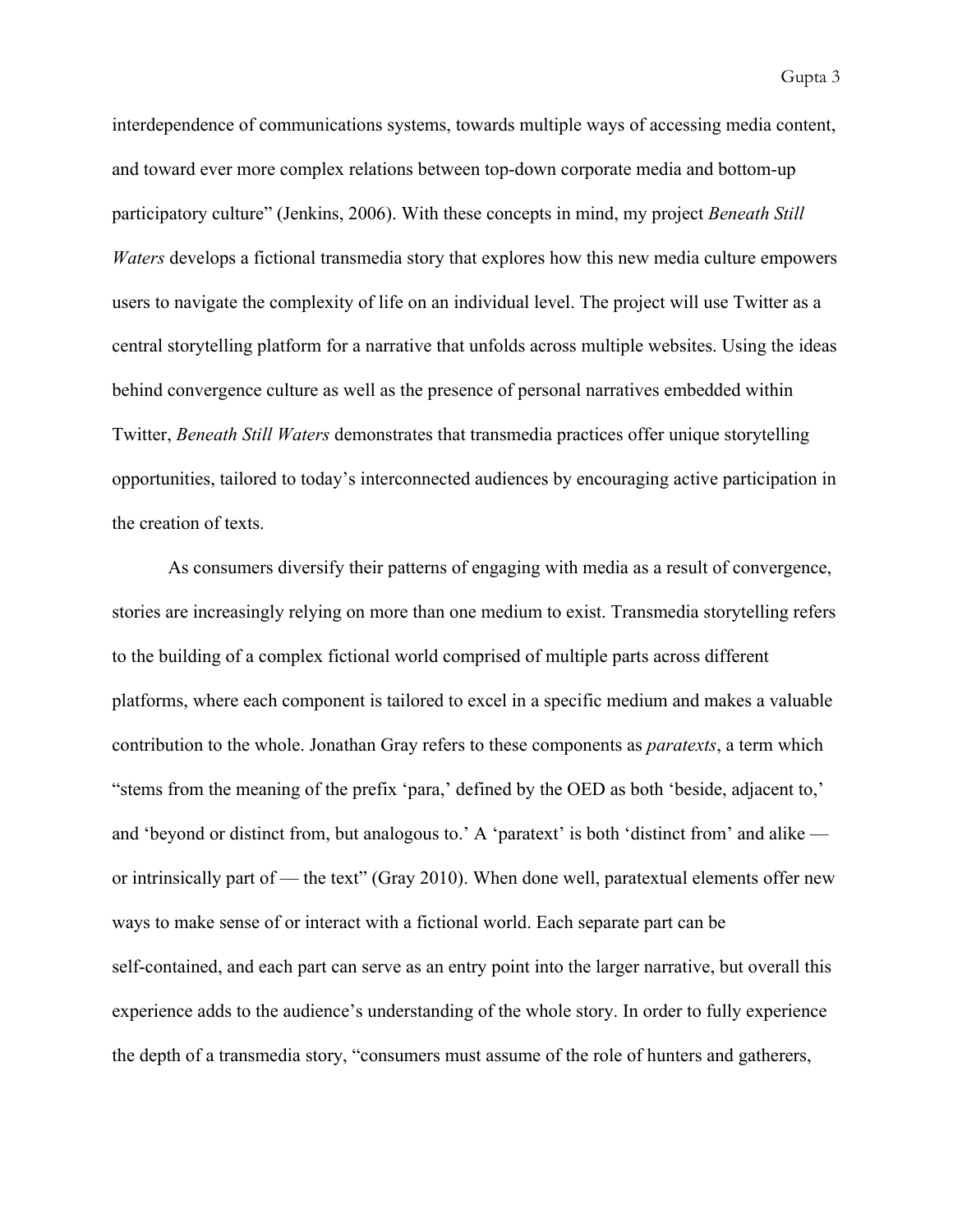interdependence of communications systems, towards multiple ways of accessing media content, and toward ever more complex relations between top-down corporate media and bottom-up participatory culture" (Jenkins, 2006). With these concepts in mind, my project *Beneath Still Waters* develops a fictional transmedia story that explores how this new media culture empowers users to navigate the complexity of life on an individual level. The project will use Twitter as a central storytelling platform for a narrative that unfolds across multiple websites. Using the ideas behind convergence culture as well as the presence of personal narratives embedded within Twitter, *Beneath Still Waters* demonstrates that transmedia practices offer unique storytelling opportunities, tailored to today's interconnected audiences by encouraging active participation in the creation of texts.

As consumers diversify their patterns of engaging with media as a result of convergence, stories are increasingly relying on more than one medium to exist. Transmedia storytelling refers to the building of a complex fictional world comprised of multiple parts across different platforms, where each component is tailored to excel in a specific medium and makes a valuable contribution to the whole. Jonathan Gray refers to these components as *paratexts*, a term which "stems from the meaning of the prefix 'para,' defined by the OED as both 'beside, adjacent to,' and 'beyond or distinct from, but analogous to.' A 'paratext' is both 'distinct from' and alike — or intrinsically part of — the text" (Gray 2010). When done well, paratextual elements offer new ways to make sense of or interact with a fictional world. Each separate part can be self-contained, and each part can serve as an entry point into the larger narrative, but overall this experience adds to the audience's understanding of the whole story. In order to fully experience the depth of a transmedia story, "consumers must assume of the role of hunters and gatherers,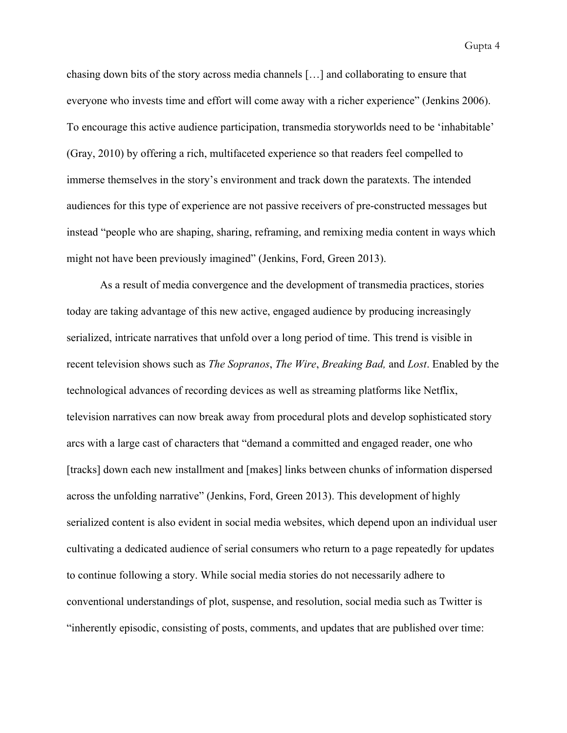chasing down bits of the story across media channels […] and collaborating to ensure that everyone who invests time and effort will come away with a richer experience" (Jenkins 2006). To encourage this active audience participation, transmedia storyworlds need to be 'inhabitable' (Gray, 2010) by offering a rich, multifaceted experience so that readers feel compelled to immerse themselves in the story's environment and track down the paratexts. The intended audiences for this type of experience are not passive receivers of pre-constructed messages but instead "people who are shaping, sharing, reframing, and remixing media content in ways which might not have been previously imagined" (Jenkins, Ford, Green 2013).

As a result of media convergence and the development of transmedia practices, stories today are taking advantage of this new active, engaged audience by producing increasingly serialized, intricate narratives that unfold over a long period of time. This trend is visible in recent television shows such as *The Sopranos*, *The Wire*, *Breaking Bad,* and *Lost*. Enabled by the technological advances of recording devices as well as streaming platforms like Netflix, television narratives can now break away from procedural plots and develop sophisticated story arcs with a large cast of characters that "demand a committed and engaged reader, one who [tracks] down each new installment and [makes] links between chunks of information dispersed across the unfolding narrative" (Jenkins, Ford, Green 2013). This development of highly serialized content is also evident in social media websites, which depend upon an individual user cultivating a dedicated audience of serial consumers who return to a page repeatedly for updates to continue following a story. While social media stories do not necessarily adhere to conventional understandings of plot, suspense, and resolution, social media such as Twitter is "inherently episodic, consisting of posts, comments, and updates that are published over time: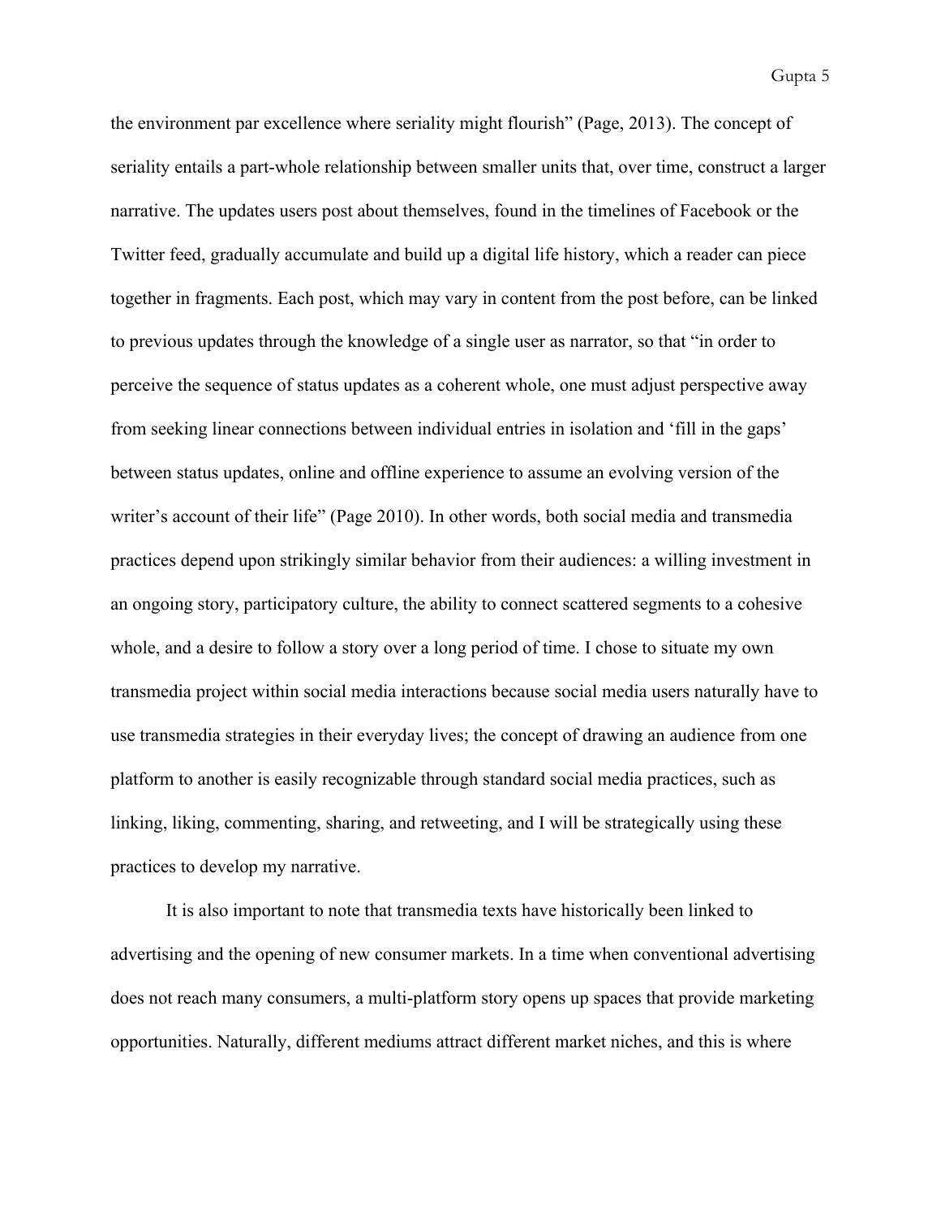the environment par excellence where seriality might flourish" (Page, 2013). The concept of seriality entails a part-whole relationship between smaller units that, over time, construct a larger narrative. The updates users post about themselves, found in the timelines of Facebook or the Twitter feed, gradually accumulate and build up a digital life history, which a reader can piece together in fragments. Each post, which may vary in content from the post before, can be linked to previous updates through the knowledge of a single user as narrator, so that "in order to perceive the sequence of status updates as a coherent whole, one must adjust perspective away from seeking linear connections between individual entries in isolation and 'fill in the gaps' between status updates, online and offline experience to assume an evolving version of the writer's account of their life" (Page 2010). In other words, both social media and transmedia practices depend upon strikingly similar behavior from their audiences: a willing investment in an ongoing story, participatory culture, the ability to connect scattered segments to a cohesive whole, and a desire to follow a story over a long period of time. I chose to situate my own transmedia project within social media interactions because social media users naturally have to use transmedia strategies in their everyday lives; the concept of drawing an audience from one platform to another is easily recognizable through standard social media practices, such as linking, liking, commenting, sharing, and retweeting, and I will be strategically using these practices to develop my narrative.

It is also important to note that transmedia texts have historically been linked to advertising and the opening of new consumer markets. In a time when conventional advertising does not reach many consumers, a multi-platform story opens up spaces that provide marketing opportunities. Naturally, different mediums attract different market niches, and this is where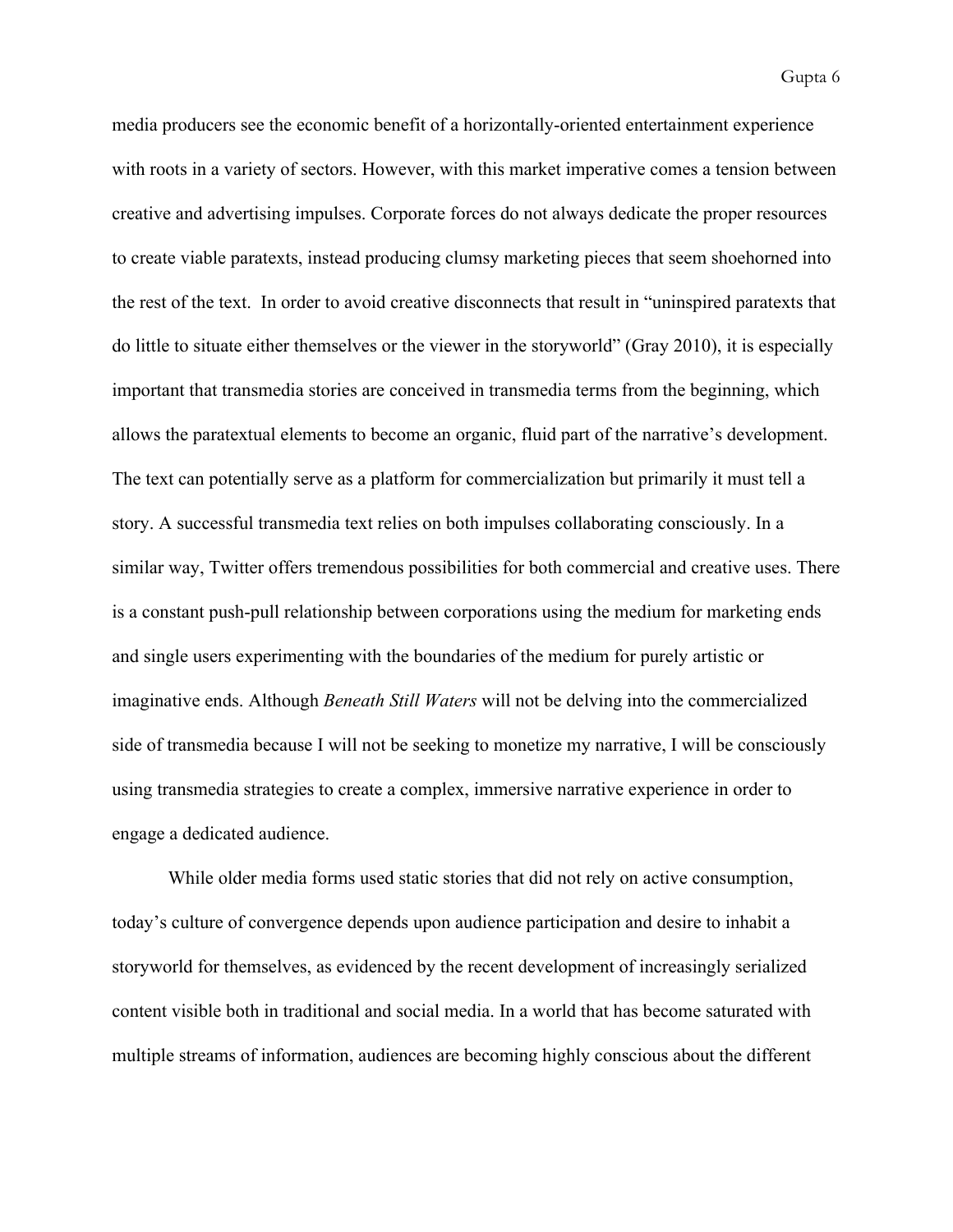media producers see the economic benefit of a horizontally-oriented entertainment experience with roots in a variety of sectors. However, with this market imperative comes a tension between creative and advertising impulses. Corporate forces do not always dedicate the proper resources to create viable paratexts, instead producing clumsy marketing pieces that seem shoehorned into the rest of the text. In order to avoid creative disconnects that result in "uninspired paratexts that do little to situate either themselves or the viewer in the storyworld" (Gray 2010), it is especially important that transmedia stories are conceived in transmedia terms from the beginning, which allows the paratextual elements to become an organic, fluid part of the narrative's development. The text can potentially serve as a platform for commercialization but primarily it must tell a story. A successful transmedia text relies on both impulses collaborating consciously. In a similar way, Twitter offers tremendous possibilities for both commercial and creative uses. There is a constant push-pull relationship between corporations using the medium for marketing ends and single users experimenting with the boundaries of the medium for purely artistic or imaginative ends. Although *Beneath Still Waters* will not be delving into the commercialized side of transmedia because I will not be seeking to monetize my narrative, I will be consciously using transmedia strategies to create a complex, immersive narrative experience in order to engage a dedicated audience.

While older media forms used static stories that did not rely on active consumption, today's culture of convergence depends upon audience participation and desire to inhabit a storyworld for themselves, as evidenced by the recent development of increasingly serialized content visible both in traditional and social media. In a world that has become saturated with multiple streams of information, audiences are becoming highly conscious about the different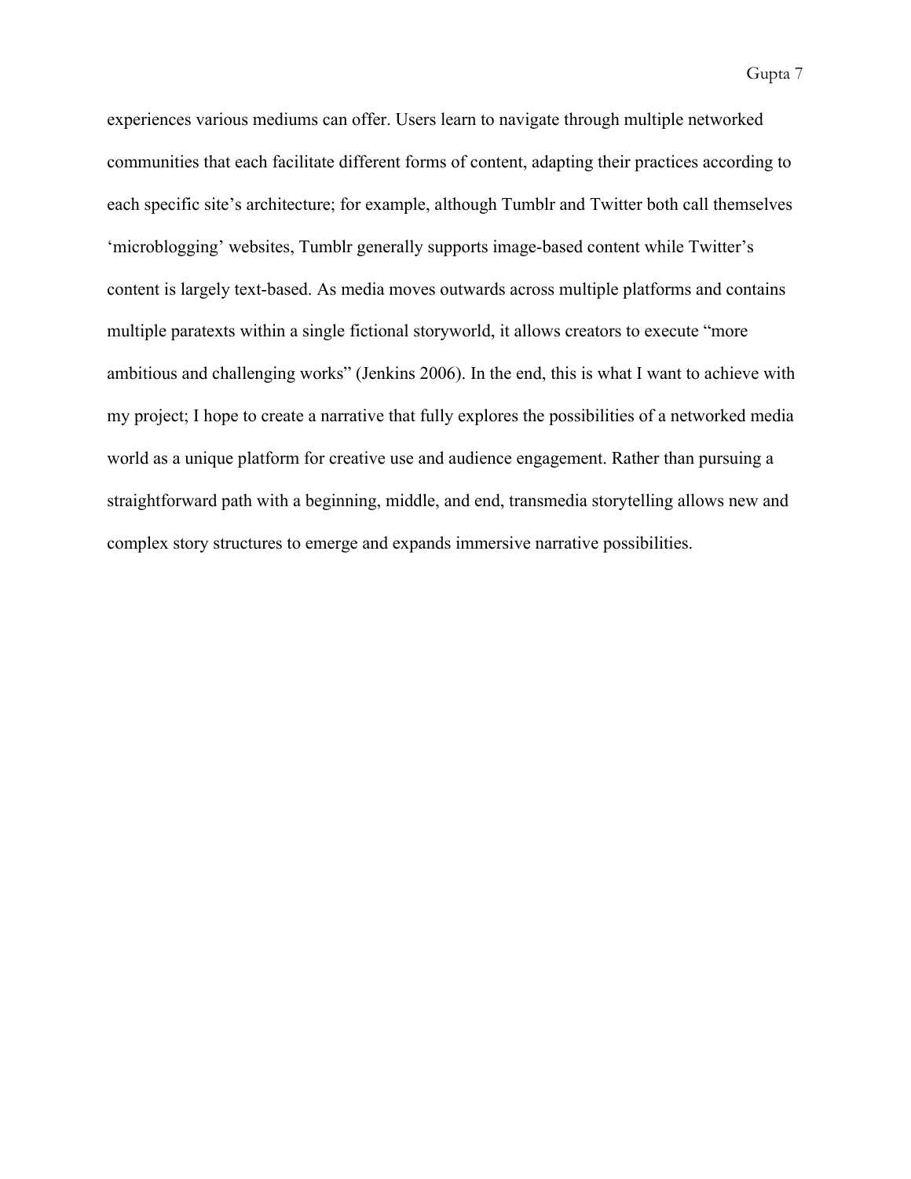experiences various mediums can offer. Users learn to navigate through multiple networked communities that each facilitate different forms of content, adapting their practices according to each specific site's architecture; for example, although Tumblr and Twitter both call themselves 'microblogging' websites, Tumblr generally supports image-based content while Twitter's content is largely text-based. As media moves outwards across multiple platforms and contains multiple paratexts within a single fictional storyworld, it allows creators to execute "more ambitious and challenging works" (Jenkins 2006). In the end, this is what I want to achieve with my project; I hope to create a narrative that fully explores the possibilities of a networked media world as a unique platform for creative use and audience engagement. Rather than pursuing a straightforward path with a beginning, middle, and end, transmedia storytelling allows new and complex story structures to emerge and expands immersive narrative possibilities.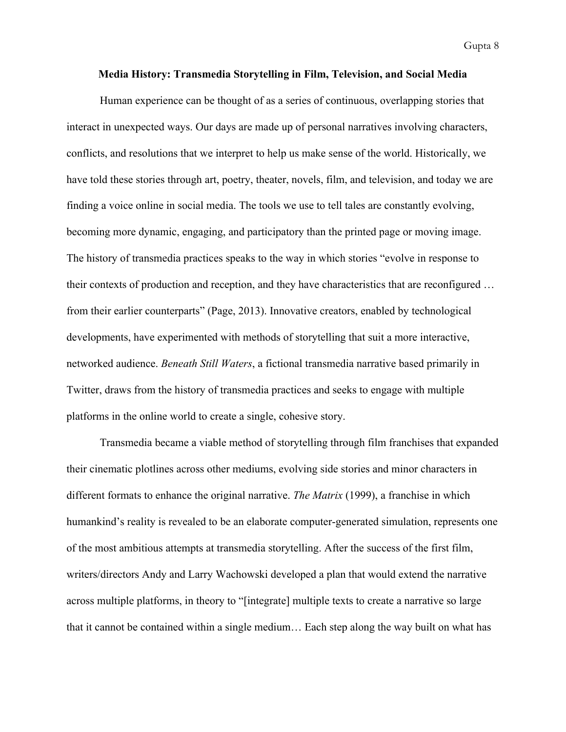## Media History: Transmedia Storytelling in Film, Television, and Social Media

Human experience can be thought of as a series of continuous, overlapping stories that interact in unexpected ways. Our days are made up of personal narratives involving characters, conflicts, and resolutions that we interpret to help us make sense of the world. Historically, we have told these stories through art, poetry, theater, novels, film, and television, and today we are finding a voice online in social media. The tools we use to tell tales are constantly evolving, becoming more dynamic, engaging, and participatory than the printed page or moving image. The history of transmedia practices speaks to the way in which stories "evolve in response to their contexts of production and reception, and they have characteristics that are reconfigured … from their earlier counterparts" (Page, 2013). Innovative creators, enabled by technological developments, have experimented with methods of storytelling that suit a more interactive, networked audience. *Beneath Still Waters*, a fictional transmedia narrative based primarily in Twitter, draws from the history of transmedia practices and seeks to engage with multiple platforms in the online world to create a single, cohesive story.

Transmedia became a viable method of storytelling through film franchises that expanded their cinematic plotlines across other mediums, evolving side stories and minor characters in different formats to enhance the original narrative. *The Matrix* (1999), a franchise in which humankind's reality is revealed to be an elaborate computer-generated simulation, represents one of the most ambitious attempts at transmedia storytelling. After the success of the first film, writers/directors Andy and Larry Wachowski developed a plan that would extend the narrative across multiple platforms, in theory to "[integrate] multiple texts to create a narrative so large that it cannot be contained within a single medium… Each step along the way built on what has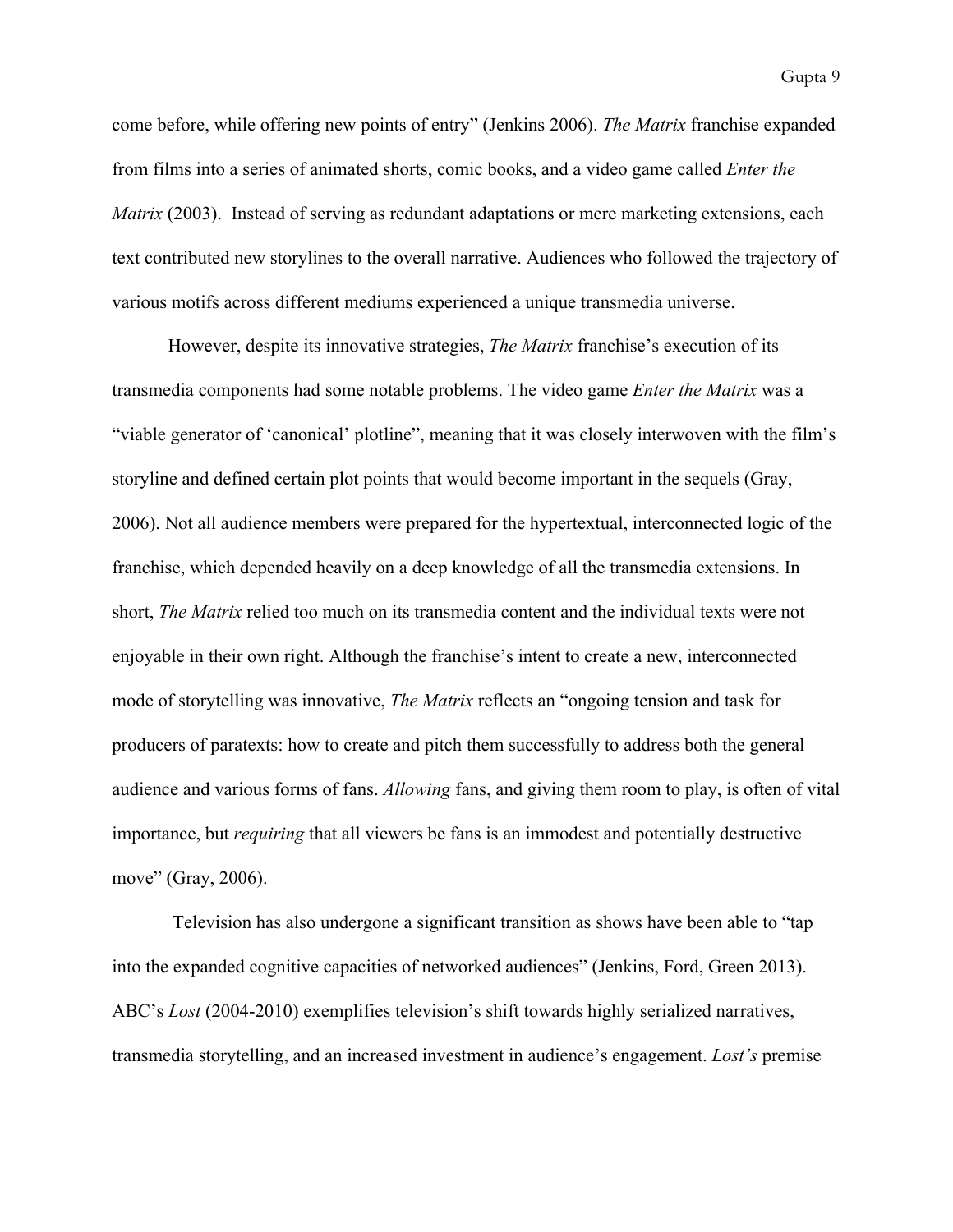come before, while offering new points of entry" (Jenkins 2006). *The Matrix* franchise expanded from films into a series of animated shorts, comic books, and a video game called *Enter the Matrix* (2003). Instead of serving as redundant adaptations or mere marketing extensions, each text contributed new storylines to the overall narrative. Audiences who followed the trajectory of various motifs across different mediums experienced a unique transmedia universe.

However, despite its innovative strategies, *The Matrix* franchise's execution of its transmedia components had some notable problems. The video game *Enter the Matrix* was a "viable generator of 'canonical' plotline", meaning that it was closely interwoven with the film's storyline and defined certain plot points that would become important in the sequels (Gray, 2006). Not all audience members were prepared for the hypertextual, interconnected logic of the franchise, which depended heavily on a deep knowledge of all the transmedia extensions. In short, *The Matrix* relied too much on its transmedia content and the individual texts were not enjoyable in their own right. Although the franchise's intent to create a new, interconnected mode of storytelling was innovative, *The Matrix* reflects an "ongoing tension and task for producers of paratexts: how to create and pitch them successfully to address both the general audience and various forms of fans. *Allowing* fans, and giving them room to play, is often of vital importance, but *requiring* that all viewers be fans is an immodest and potentially destructive move" (Gray, 2006).

Television has also undergone a significant transition as shows have been able to "tap into the expanded cognitive capacities of networked audiences" (Jenkins, Ford, Green 2013). ABC's *Lost* (2004-2010) exemplifies television's shift towards highly serialized narratives, transmedia storytelling, and an increased investment in audience's engagement. *Lost's* premise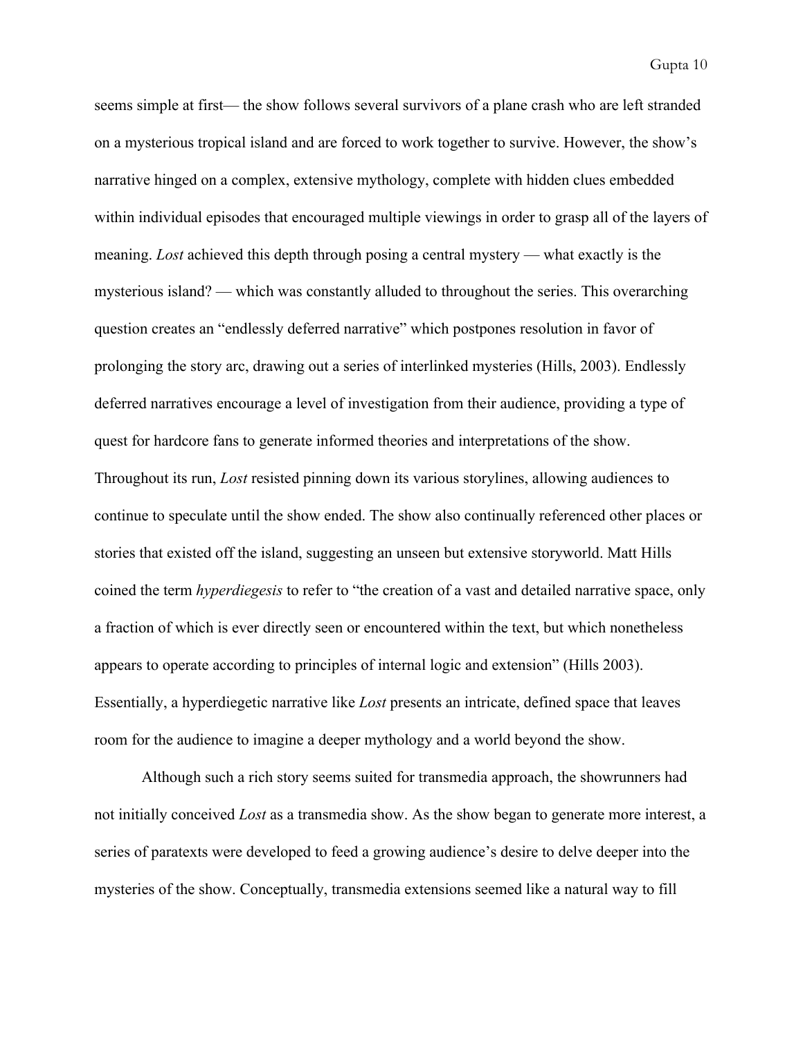seems simple at first— the show follows several survivors of a plane crash who are left stranded on a mysterious tropical island and are forced to work together to survive. However, the show's narrative hinged on a complex, extensive mythology, complete with hidden clues embedded within individual episodes that encouraged multiple viewings in order to grasp all of the layers of meaning. *Lost* achieved this depth through posing a central mystery — what exactly is the mysterious island? — which was constantly alluded to throughout the series. This overarching question creates an "endlessly deferred narrative" which postpones resolution in favor of prolonging the story arc, drawing out a series of interlinked mysteries (Hills, 2003). Endlessly deferred narratives encourage a level of investigation from their audience, providing a type of quest for hardcore fans to generate informed theories and interpretations of the show. Throughout its run, *Lost* resisted pinning down its various storylines, allowing audiences to continue to speculate until the show ended. The show also continually referenced other places or stories that existed off the island, suggesting an unseen but extensive storyworld. Matt Hills coined the term *hyperdiegesis* to refer to "the creation of a vast and detailed narrative space, only a fraction of which is ever directly seen or encountered within the text, but which nonetheless appears to operate according to principles of internal logic and extension" (Hills 2003). Essentially, a hyperdiegetic narrative like *Lost* presents an intricate, defined space that leaves room for the audience to imagine a deeper mythology and a world beyond the show.

Although such a rich story seems suited for transmedia approach, the showrunners had not initially conceived *Lost* as a transmedia show. As the show began to generate more interest, a series of paratexts were developed to feed a growing audience's desire to delve deeper into the mysteries of the show. Conceptually, transmedia extensions seemed like a natural way to fill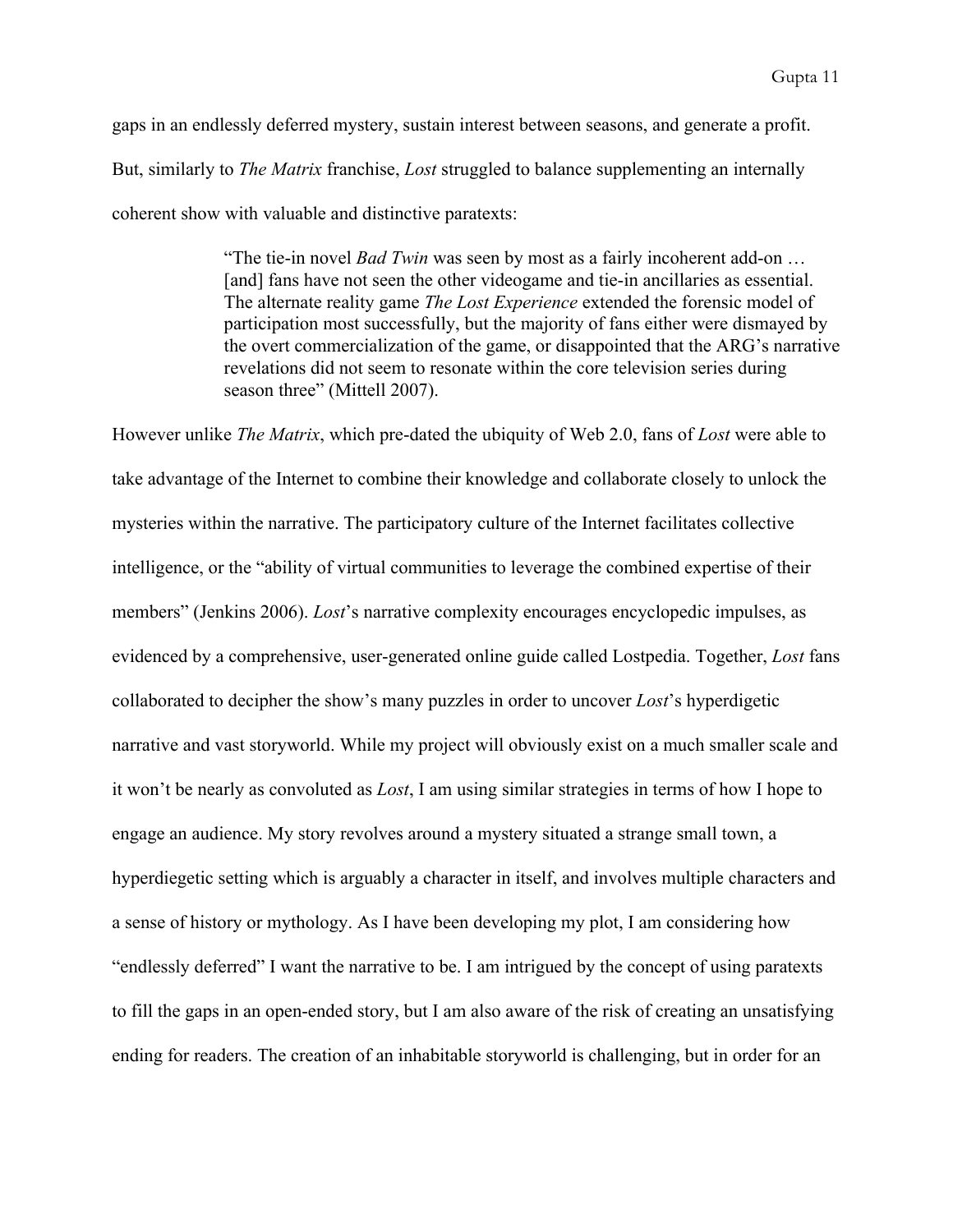gaps in an endlessly deferred mystery, sustain interest between seasons, and generate a profit. But, similarly to *The Matrix* franchise, *Lost* struggled to balance supplementing an internally coherent show with valuable and distinctive paratexts:

> "The tie-in novel *Bad Twin* was seen by most as a fairly incoherent add-on … [and] fans have not seen the other videogame and tie-in ancillaries as essential. The alternate reality game *The Lost Experience* extended the forensic model of participation most successfully, but the majority of fans either were dismayed by the overt commercialization of the game, or disappointed that the ARG's narrative revelations did not seem to resonate within the core television series during season three" (Mittell 2007).

However unlike *The Matrix*, which pre-dated the ubiquity of Web 2.0, fans of *Lost* were able to take advantage of the Internet to combine their knowledge and collaborate closely to unlock the mysteries within the narrative. The participatory culture of the Internet facilitates collective intelligence, or the "ability of virtual communities to leverage the combined expertise of their members" (Jenkins 2006). *Lost*'s narrative complexity encourages encyclopedic impulses, as evidenced by a comprehensive, user-generated online guide called Lostpedia. Together, *Lost* fans collaborated to decipher the show's many puzzles in order to uncover *Lost*'s hyperdigetic narrative and vast storyworld. While my project will obviously exist on a much smaller scale and it won't be nearly as convoluted as *Lost*, I am using similar strategies in terms of how I hope to engage an audience. My story revolves around a mystery situated a strange small town, a hyperdiegetic setting which is arguably a character in itself, and involves multiple characters and a sense of history or mythology. As I have been developing my plot, I am considering how "endlessly deferred" I want the narrative to be. I am intrigued by the concept of using paratexts to fill the gaps in an open-ended story, but I am also aware of the risk of creating an unsatisfying ending for readers. The creation of an inhabitable storyworld is challenging, but in order for an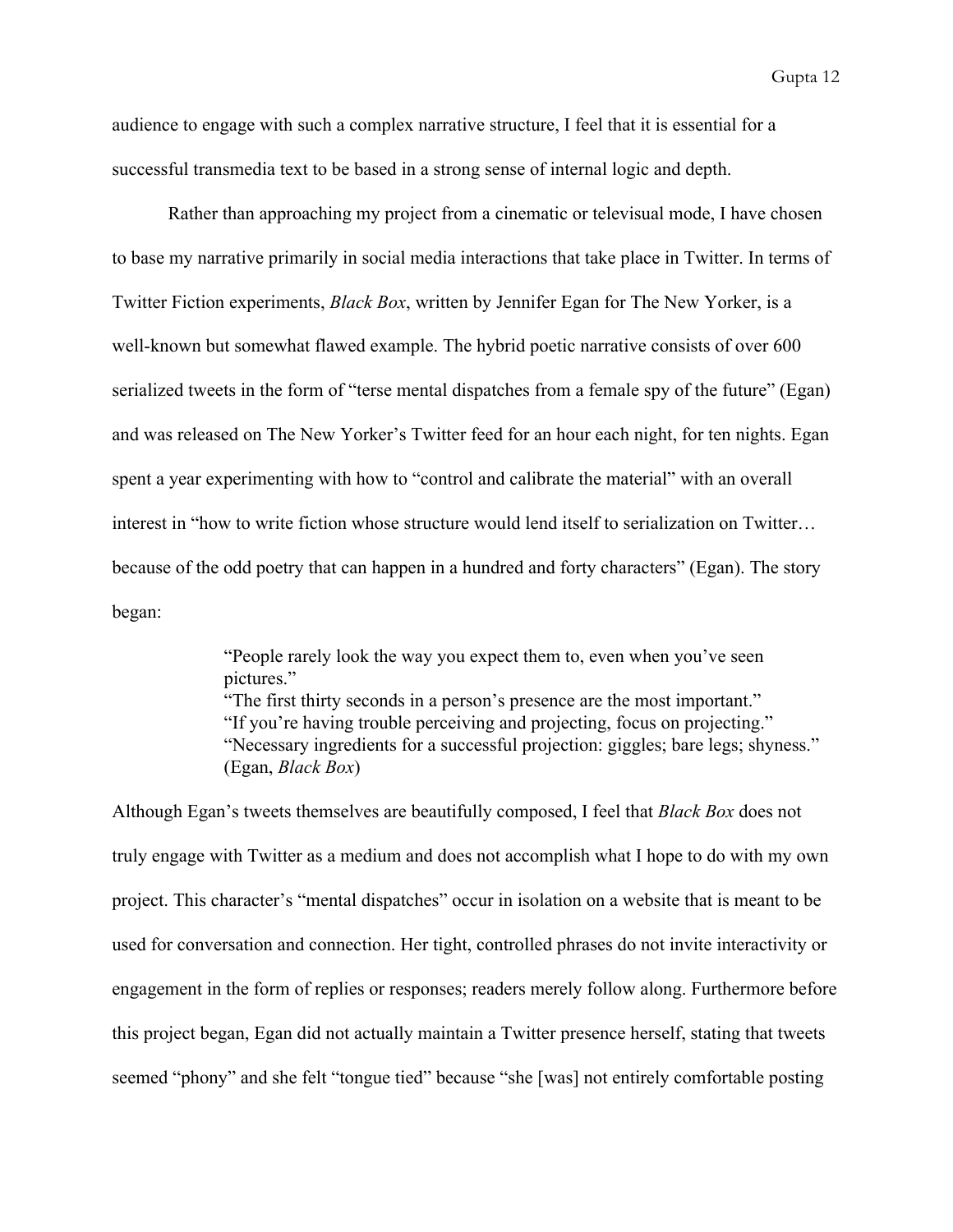audience to engage with such a complex narrative structure, I feel that it is essential for a successful transmedia text to be based in a strong sense of internal logic and depth.

Rather than approaching my project from a cinematic or televisual mode, I have chosen to base my narrative primarily in social media interactions that take place in Twitter. In terms of Twitter Fiction experiments, *Black Box*, written by Jennifer Egan for The New Yorker, is a well-known but somewhat flawed example. The hybrid poetic narrative consists of over 600 serialized tweets in the form of "terse mental dispatches from a female spy of the future" (Egan) and was released on The New Yorker's Twitter feed for an hour each night, for ten nights. Egan spent a year experimenting with how to "control and calibrate the material" with an overall interest in "how to write fiction whose structure would lend itself to serialization on Twitter… because of the odd poetry that can happen in a hundred and forty characters" (Egan). The story began:

> "People rarely look the way you expect them to, even when you've seen pictures."
> "The first thirty seconds in a person's presence are the most important."
> "If you're having trouble perceiving and projecting, focus on projecting."
> "Necessary ingredients for a successful projection: giggles; bare legs; shyness."
> (Egan, *Black Box*)

Although Egan's tweets themselves are beautifully composed, I feel that *Black Box* does not truly engage with Twitter as a medium and does not accomplish what I hope to do with my own project. This character's "mental dispatches" occur in isolation on a website that is meant to be used for conversation and connection. Her tight, controlled phrases do not invite interactivity or engagement in the form of replies or responses; readers merely follow along. Furthermore before this project began, Egan did not actually maintain a Twitter presence herself, stating that tweets seemed "phony" and she felt "tongue tied" because "she [was] not entirely comfortable posting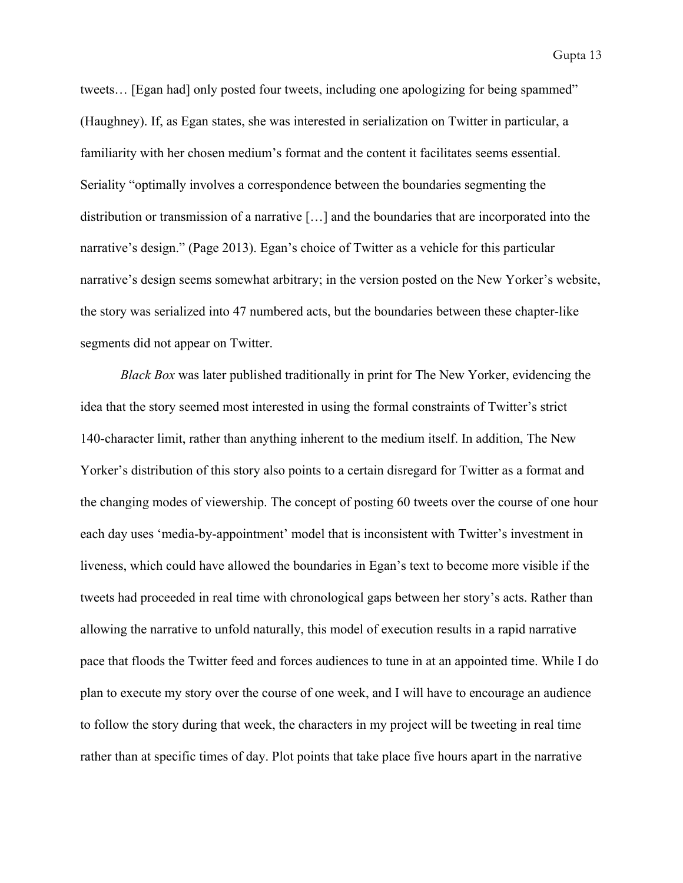tweets… [Egan had] only posted four tweets, including one apologizing for being spammed" (Haughney). If, as Egan states, she was interested in serialization on Twitter in particular, a familiarity with her chosen medium's format and the content it facilitates seems essential. Seriality "optimally involves a correspondence between the boundaries segmenting the distribution or transmission of a narrative […] and the boundaries that are incorporated into the narrative's design." (Page 2013). Egan's choice of Twitter as a vehicle for this particular narrative's design seems somewhat arbitrary; in the version posted on the New Yorker's website, the story was serialized into 47 numbered acts, but the boundaries between these chapter-like segments did not appear on Twitter.

*Black Box* was later published traditionally in print for The New Yorker, evidencing the idea that the story seemed most interested in using the formal constraints of Twitter's strict 140-character limit, rather than anything inherent to the medium itself. In addition, The New Yorker's distribution of this story also points to a certain disregard for Twitter as a format and the changing modes of viewership. The concept of posting 60 tweets over the course of one hour each day uses 'media-by-appointment' model that is inconsistent with Twitter's investment in liveness, which could have allowed the boundaries in Egan's text to become more visible if the tweets had proceeded in real time with chronological gaps between her story's acts. Rather than allowing the narrative to unfold naturally, this model of execution results in a rapid narrative pace that floods the Twitter feed and forces audiences to tune in at an appointed time. While I do plan to execute my story over the course of one week, and I will have to encourage an audience to follow the story during that week, the characters in my project will be tweeting in real time rather than at specific times of day. Plot points that take place five hours apart in the narrative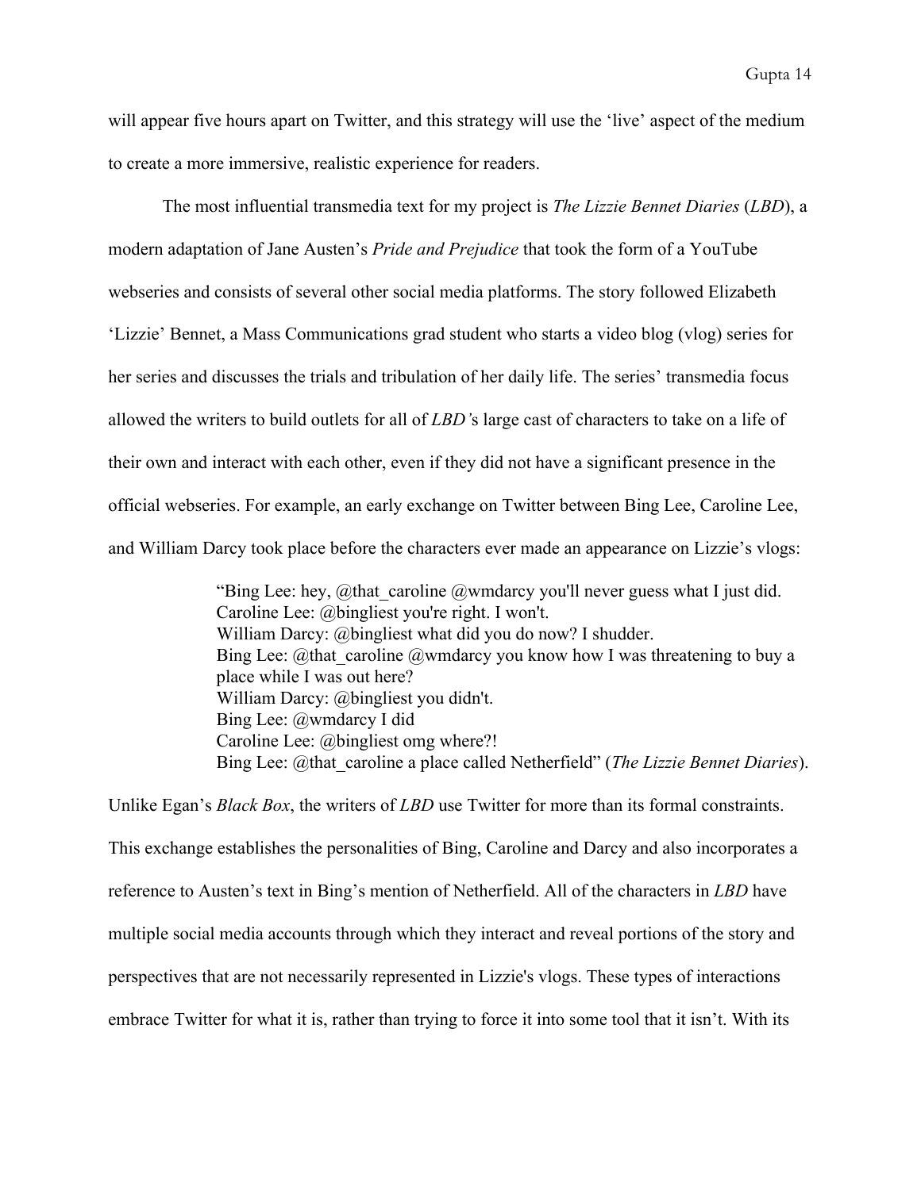will appear five hours apart on Twitter, and this strategy will use the 'live' aspect of the medium to create a more immersive, realistic experience for readers.

The most influential transmedia text for my project is *The Lizzie Bennet Diaries* (*LBD*), a modern adaptation of Jane Austen's *Pride and Prejudice* that took the form of a YouTube webseries and consists of several other social media platforms. The story followed Elizabeth 'Lizzie' Bennet, a Mass Communications grad student who starts a video blog (vlog) series for her series and discusses the trials and tribulation of her daily life. The series' transmedia focus allowed the writers to build outlets for all of *LBD'*s large cast of characters to take on a life of their own and interact with each other, even if they did not have a significant presence in the official webseries. For example, an early exchange on Twitter between Bing Lee, Caroline Lee, and William Darcy took place before the characters ever made an appearance on Lizzie's vlogs:

> "Bing Lee: hey, @that_caroline @wmdarcy you'll never guess what I just did.
> Caroline Lee: @bingliest you're right. I won't.
> William Darcy: @bingliest what did you do now? I shudder.
> Bing Lee: @that_caroline @wmdarcy you know how I was threatening to buy a place while I was out here?
> William Darcy: @bingliest you didn't.
> Bing Lee: @wmdarcy I did
> Caroline Lee: @bingliest omg where?!
> Bing Lee: @that_caroline a place called Netherfield" (*The Lizzie Bennet Diaries*).

Unlike Egan's *Black Box*, the writers of *LBD* use Twitter for more than its formal constraints. This exchange establishes the personalities of Bing, Caroline and Darcy and also incorporates a reference to Austen's text in Bing's mention of Netherfield. All of the characters in *LBD* have multiple social media accounts through which they interact and reveal portions of the story and perspectives that are not necessarily represented in Lizzie's vlogs. These types of interactions embrace Twitter for what it is, rather than trying to force it into some tool that it isn't. With its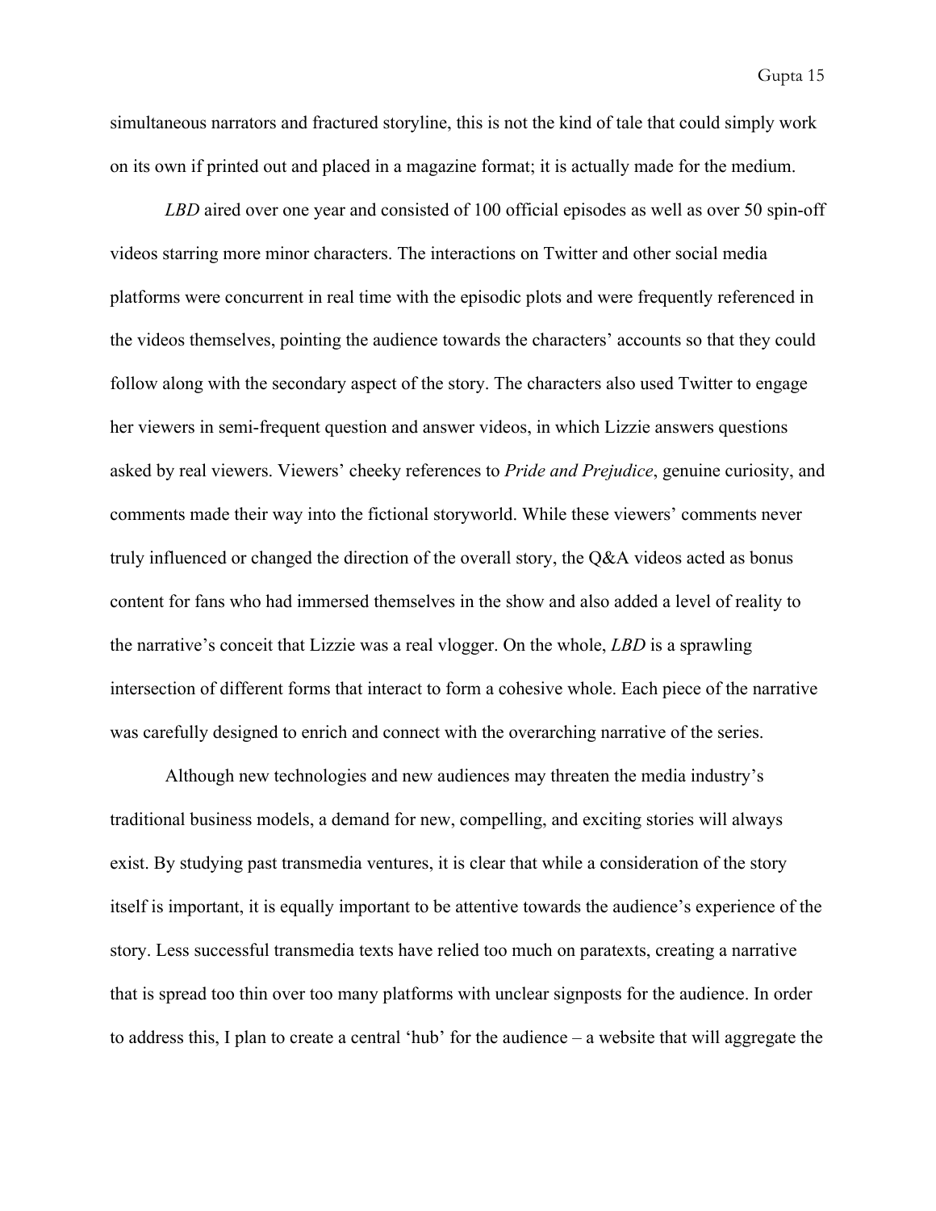simultaneous narrators and fractured storyline, this is not the kind of tale that could simply work on its own if printed out and placed in a magazine format; it is actually made for the medium.

*LBD* aired over one year and consisted of 100 official episodes as well as over 50 spin-off videos starring more minor characters. The interactions on Twitter and other social media platforms were concurrent in real time with the episodic plots and were frequently referenced in the videos themselves, pointing the audience towards the characters' accounts so that they could follow along with the secondary aspect of the story. The characters also used Twitter to engage her viewers in semi-frequent question and answer videos, in which Lizzie answers questions asked by real viewers. Viewers' cheeky references to *Pride and Prejudice*, genuine curiosity, and comments made their way into the fictional storyworld. While these viewers' comments never truly influenced or changed the direction of the overall story, the Q&A videos acted as bonus content for fans who had immersed themselves in the show and also added a level of reality to the narrative's conceit that Lizzie was a real vlogger. On the whole, *LBD* is a sprawling intersection of different forms that interact to form a cohesive whole. Each piece of the narrative was carefully designed to enrich and connect with the overarching narrative of the series.

Although new technologies and new audiences may threaten the media industry's traditional business models, a demand for new, compelling, and exciting stories will always exist. By studying past transmedia ventures, it is clear that while a consideration of the story itself is important, it is equally important to be attentive towards the audience's experience of the story. Less successful transmedia texts have relied too much on paratexts, creating a narrative that is spread too thin over too many platforms with unclear signposts for the audience. In order to address this, I plan to create a central 'hub' for the audience – a website that will aggregate the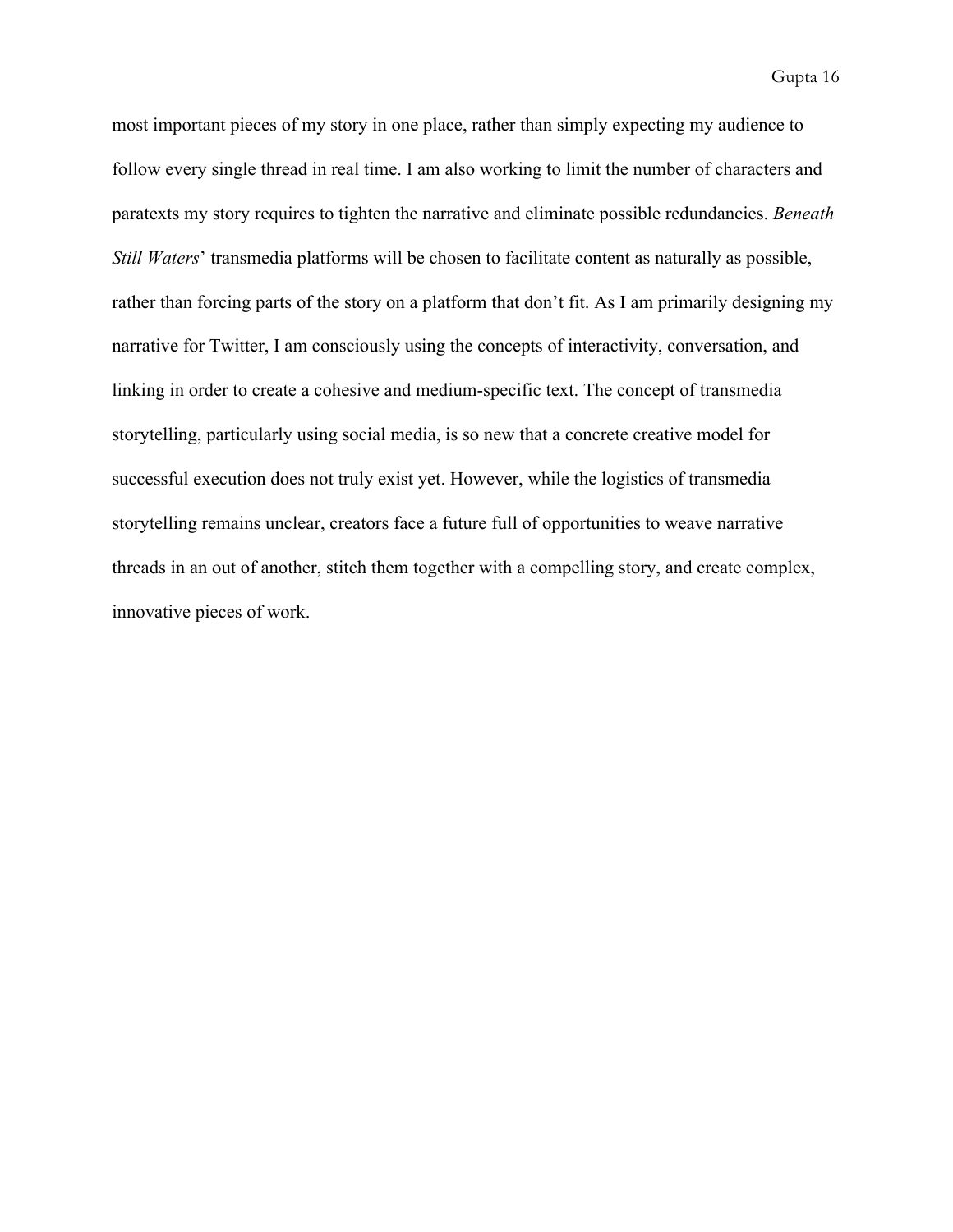most important pieces of my story in one place, rather than simply expecting my audience to follow every single thread in real time. I am also working to limit the number of characters and paratexts my story requires to tighten the narrative and eliminate possible redundancies. *Beneath Still Waters*' transmedia platforms will be chosen to facilitate content as naturally as possible, rather than forcing parts of the story on a platform that don't fit. As I am primarily designing my narrative for Twitter, I am consciously using the concepts of interactivity, conversation, and linking in order to create a cohesive and medium-specific text. The concept of transmedia storytelling, particularly using social media, is so new that a concrete creative model for successful execution does not truly exist yet. However, while the logistics of transmedia storytelling remains unclear, creators face a future full of opportunities to weave narrative threads in an out of another, stitch them together with a compelling story, and create complex, innovative pieces of work.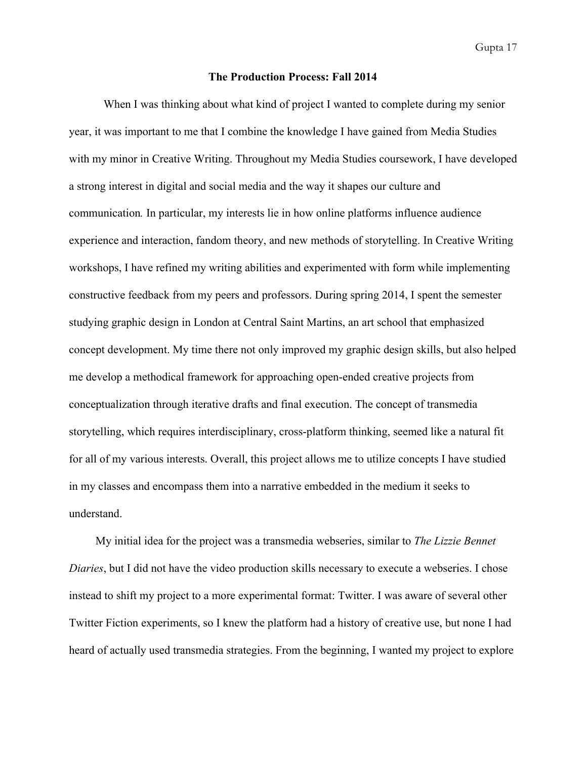## The Production Process: Fall 2014

When I was thinking about what kind of project I wanted to complete during my senior year, it was important to me that I combine the knowledge I have gained from Media Studies with my minor in Creative Writing. Throughout my Media Studies coursework, I have developed a strong interest in digital and social media and the way it shapes our culture and communication. In particular, my interests lie in how online platforms influence audience experience and interaction, fandom theory, and new methods of storytelling. In Creative Writing workshops, I have refined my writing abilities and experimented with form while implementing constructive feedback from my peers and professors. During spring 2014, I spent the semester studying graphic design in London at Central Saint Martins, an art school that emphasized concept development. My time there not only improved my graphic design skills, but also helped me develop a methodical framework for approaching open-ended creative projects from conceptualization through iterative drafts and final execution. The concept of transmedia storytelling, which requires interdisciplinary, cross-platform thinking, seemed like a natural fit for all of my various interests. Overall, this project allows me to utilize concepts I have studied in my classes and encompass them into a narrative embedded in the medium it seeks to understand.

My initial idea for the project was a transmedia webseries, similar to *The Lizzie Bennet Diaries*, but I did not have the video production skills necessary to execute a webseries. I chose instead to shift my project to a more experimental format: Twitter. I was aware of several other Twitter Fiction experiments, so I knew the platform had a history of creative use, but none I had heard of actually used transmedia strategies. From the beginning, I wanted my project to explore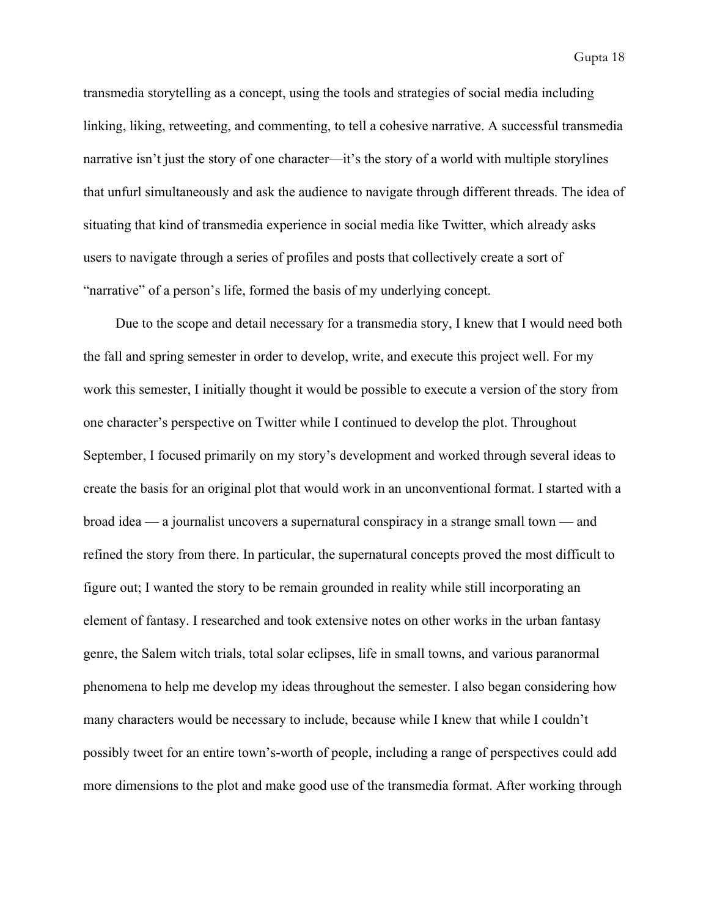transmedia storytelling as a concept, using the tools and strategies of social media including linking, liking, retweeting, and commenting, to tell a cohesive narrative. A successful transmedia narrative isn't just the story of one character—it's the story of a world with multiple storylines that unfurl simultaneously and ask the audience to navigate through different threads. The idea of situating that kind of transmedia experience in social media like Twitter, which already asks users to navigate through a series of profiles and posts that collectively create a sort of "narrative" of a person's life, formed the basis of my underlying concept.

Due to the scope and detail necessary for a transmedia story, I knew that I would need both the fall and spring semester in order to develop, write, and execute this project well. For my work this semester, I initially thought it would be possible to execute a version of the story from one character's perspective on Twitter while I continued to develop the plot. Throughout September, I focused primarily on my story's development and worked through several ideas to create the basis for an original plot that would work in an unconventional format. I started with a broad idea — a journalist uncovers a supernatural conspiracy in a strange small town — and refined the story from there. In particular, the supernatural concepts proved the most difficult to figure out; I wanted the story to be remain grounded in reality while still incorporating an element of fantasy. I researched and took extensive notes on other works in the urban fantasy genre, the Salem witch trials, total solar eclipses, life in small towns, and various paranormal phenomena to help me develop my ideas throughout the semester. I also began considering how many characters would be necessary to include, because while I knew that while I couldn't possibly tweet for an entire town's-worth of people, including a range of perspectives could add more dimensions to the plot and make good use of the transmedia format. After working through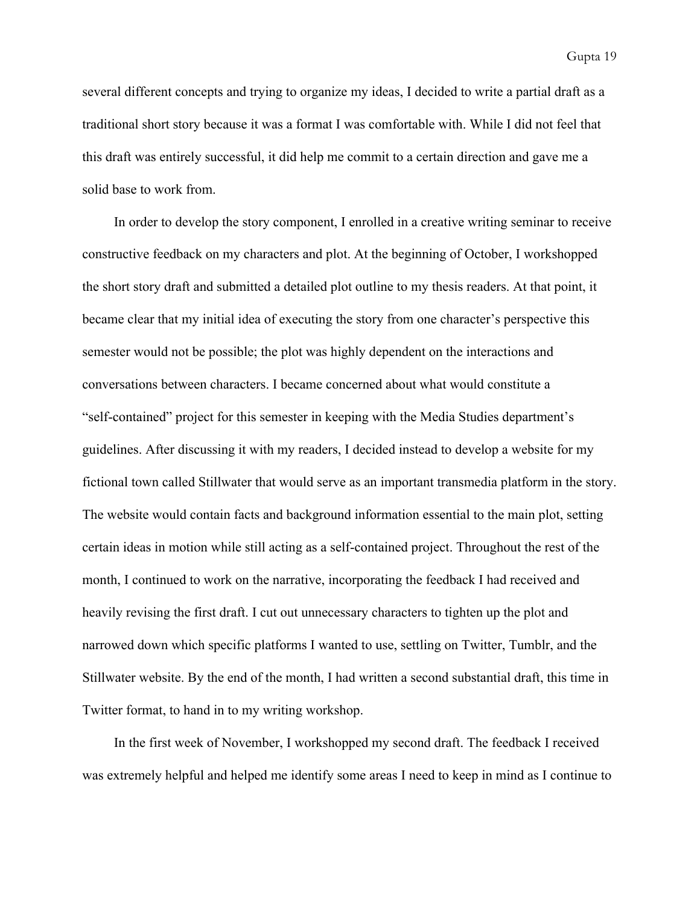several different concepts and trying to organize my ideas, I decided to write a partial draft as a traditional short story because it was a format I was comfortable with. While I did not feel that this draft was entirely successful, it did help me commit to a certain direction and gave me a solid base to work from.

In order to develop the story component, I enrolled in a creative writing seminar to receive constructive feedback on my characters and plot. At the beginning of October, I workshopped the short story draft and submitted a detailed plot outline to my thesis readers. At that point, it became clear that my initial idea of executing the story from one character's perspective this semester would not be possible; the plot was highly dependent on the interactions and conversations between characters. I became concerned about what would constitute a "self-contained" project for this semester in keeping with the Media Studies department's guidelines. After discussing it with my readers, I decided instead to develop a website for my fictional town called Stillwater that would serve as an important transmedia platform in the story. The website would contain facts and background information essential to the main plot, setting certain ideas in motion while still acting as a self-contained project. Throughout the rest of the month, I continued to work on the narrative, incorporating the feedback I had received and heavily revising the first draft. I cut out unnecessary characters to tighten up the plot and narrowed down which specific platforms I wanted to use, settling on Twitter, Tumblr, and the Stillwater website. By the end of the month, I had written a second substantial draft, this time in Twitter format, to hand in to my writing workshop.

In the first week of November, I workshopped my second draft. The feedback I received was extremely helpful and helped me identify some areas I need to keep in mind as I continue to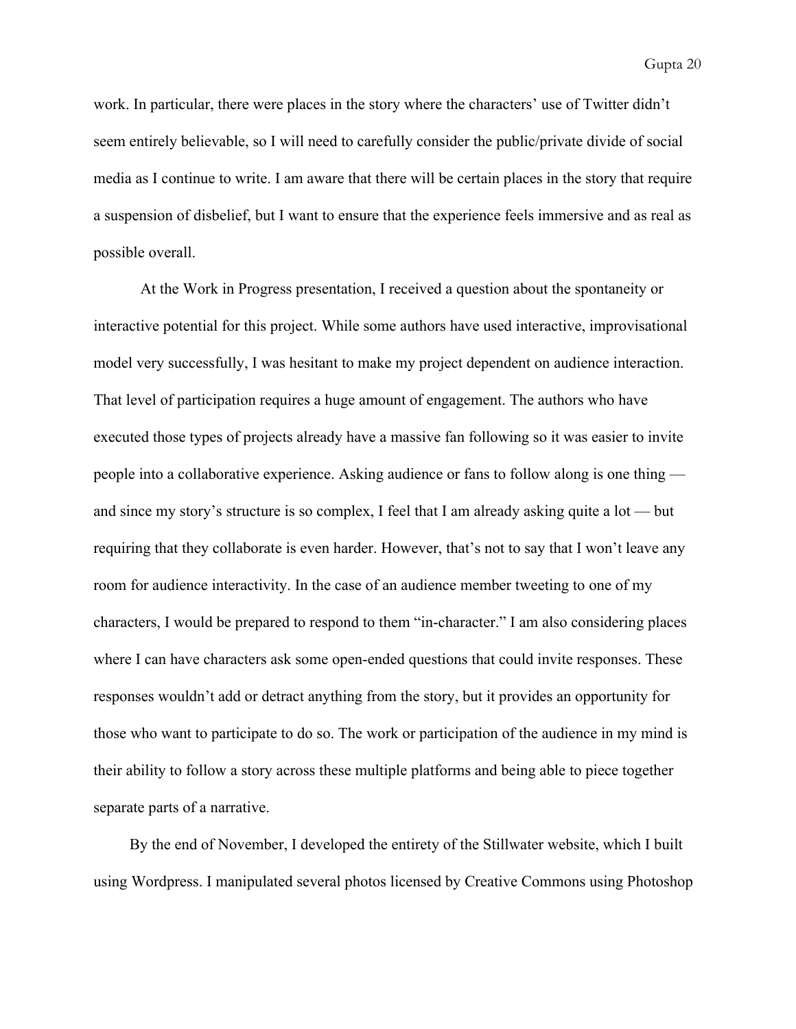work. In particular, there were places in the story where the characters' use of Twitter didn't seem entirely believable, so I will need to carefully consider the public/private divide of social media as I continue to write. I am aware that there will be certain places in the story that require a suspension of disbelief, but I want to ensure that the experience feels immersive and as real as possible overall.

At the Work in Progress presentation, I received a question about the spontaneity or interactive potential for this project. While some authors have used interactive, improvisational model very successfully, I was hesitant to make my project dependent on audience interaction. That level of participation requires a huge amount of engagement. The authors who have executed those types of projects already have a massive fan following so it was easier to invite people into a collaborative experience. Asking audience or fans to follow along is one thing — and since my story's structure is so complex, I feel that I am already asking quite a lot — but requiring that they collaborate is even harder. However, that's not to say that I won't leave any room for audience interactivity. In the case of an audience member tweeting to one of my characters, I would be prepared to respond to them "in-character." I am also considering places where I can have characters ask some open-ended questions that could invite responses. These responses wouldn't add or detract anything from the story, but it provides an opportunity for those who want to participate to do so. The work or participation of the audience in my mind is their ability to follow a story across these multiple platforms and being able to piece together separate parts of a narrative.

By the end of November, I developed the entirety of the Stillwater website, which I built using Wordpress. I manipulated several photos licensed by Creative Commons using Photoshop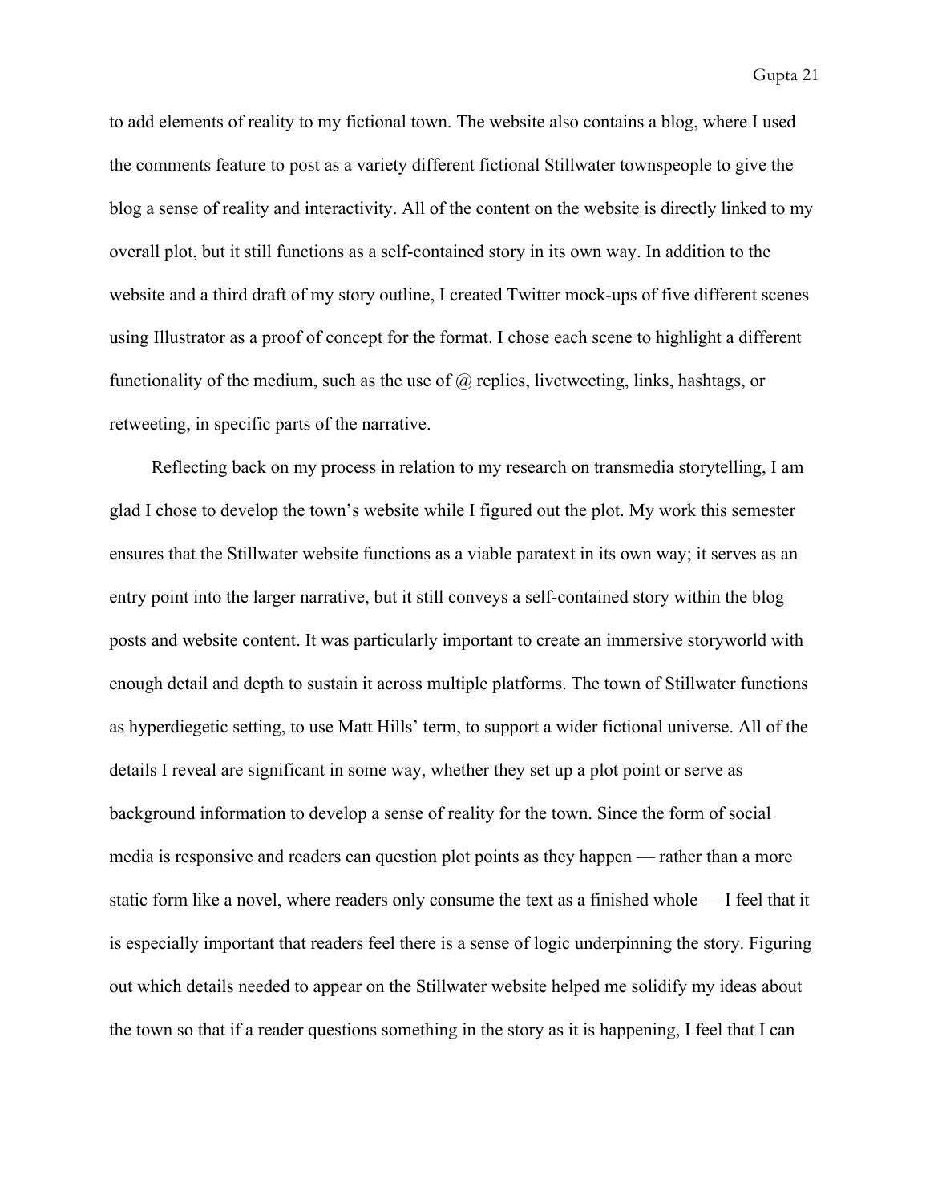to add elements of reality to my fictional town. The website also contains a blog, where I used the comments feature to post as a variety different fictional Stillwater townspeople to give the blog a sense of reality and interactivity. All of the content on the website is directly linked to my overall plot, but it still functions as a self-contained story in its own way. In addition to the website and a third draft of my story outline, I created Twitter mock-ups of five different scenes using Illustrator as a proof of concept for the format. I chose each scene to highlight a different functionality of the medium, such as the use of @ replies, livetweeting, links, hashtags, or retweeting, in specific parts of the narrative.

Reflecting back on my process in relation to my research on transmedia storytelling, I am glad I chose to develop the town's website while I figured out the plot. My work this semester ensures that the Stillwater website functions as a viable paratext in its own way; it serves as an entry point into the larger narrative, but it still conveys a self-contained story within the blog posts and website content. It was particularly important to create an immersive storyworld with enough detail and depth to sustain it across multiple platforms. The town of Stillwater functions as hyperdiegetic setting, to use Matt Hills' term, to support a wider fictional universe. All of the details I reveal are significant in some way, whether they set up a plot point or serve as background information to develop a sense of reality for the town. Since the form of social media is responsive and readers can question plot points as they happen — rather than a more static form like a novel, where readers only consume the text as a finished whole — I feel that it is especially important that readers feel there is a sense of logic underpinning the story. Figuring out which details needed to appear on the Stillwater website helped me solidify my ideas about the town so that if a reader questions something in the story as it is happening, I feel that I can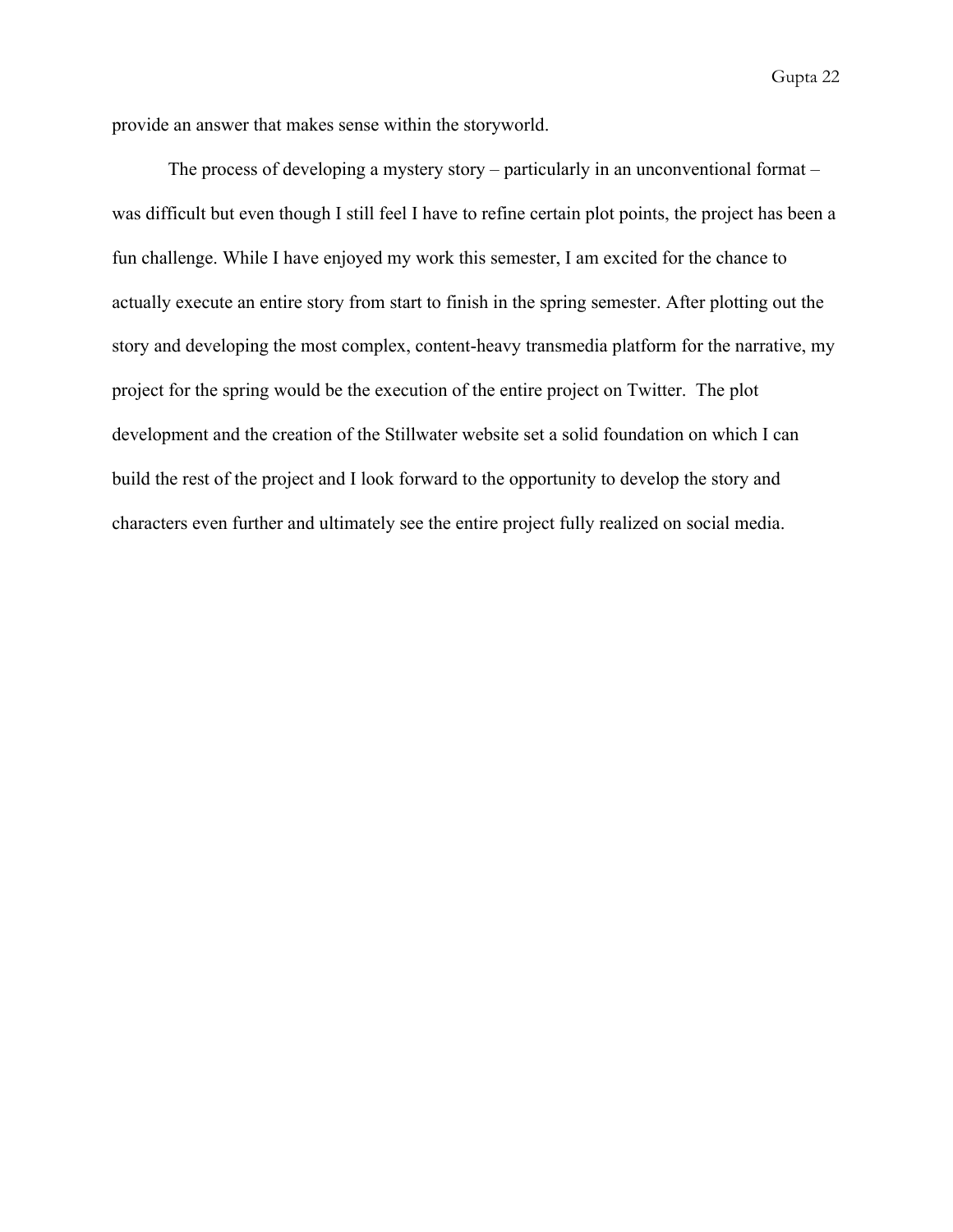provide an answer that makes sense within the storyworld.

The process of developing a mystery story – particularly in an unconventional format – was difficult but even though I still feel I have to refine certain plot points, the project has been a fun challenge. While I have enjoyed my work this semester, I am excited for the chance to actually execute an entire story from start to finish in the spring semester. After plotting out the story and developing the most complex, content-heavy transmedia platform for the narrative, my project for the spring would be the execution of the entire project on Twitter. The plot development and the creation of the Stillwater website set a solid foundation on which I can build the rest of the project and I look forward to the opportunity to develop the story and characters even further and ultimately see the entire project fully realized on social media.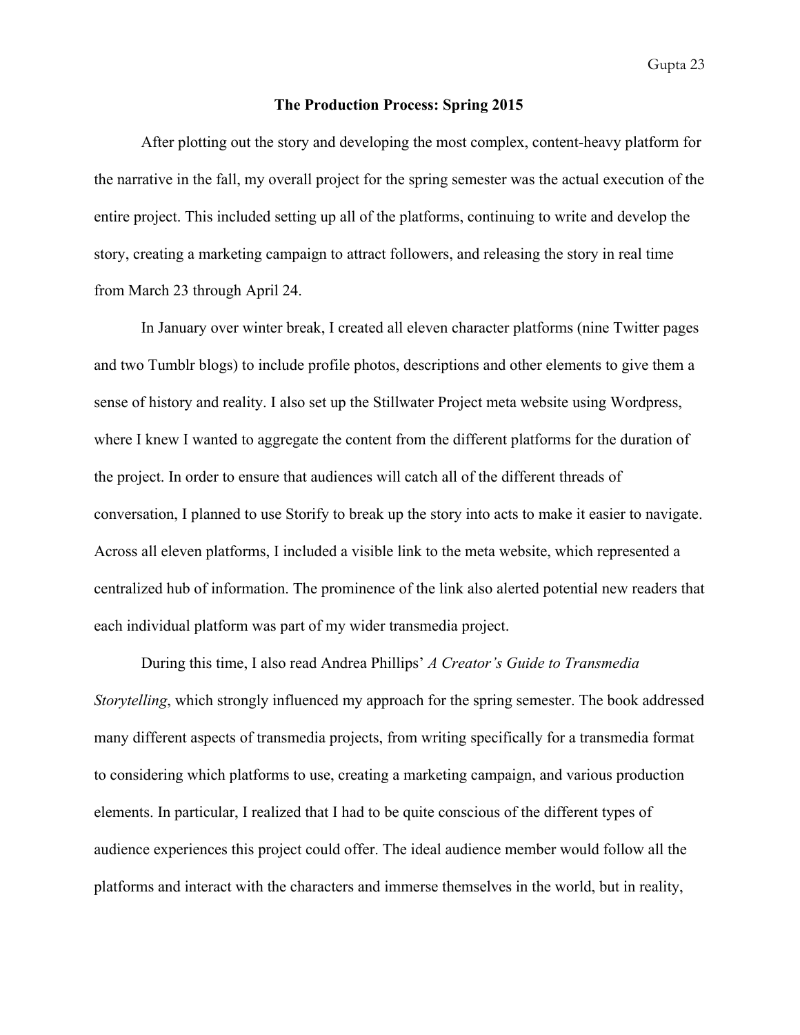## The Production Process: Spring 2015

After plotting out the story and developing the most complex, content-heavy platform for the narrative in the fall, my overall project for the spring semester was the actual execution of the entire project. This included setting up all of the platforms, continuing to write and develop the story, creating a marketing campaign to attract followers, and releasing the story in real time from March 23 through April 24.

In January over winter break, I created all eleven character platforms (nine Twitter pages and two Tumblr blogs) to include profile photos, descriptions and other elements to give them a sense of history and reality. I also set up the Stillwater Project meta website using Wordpress, where I knew I wanted to aggregate the content from the different platforms for the duration of the project. In order to ensure that audiences will catch all of the different threads of conversation, I planned to use Storify to break up the story into acts to make it easier to navigate. Across all eleven platforms, I included a visible link to the meta website, which represented a centralized hub of information. The prominence of the link also alerted potential new readers that each individual platform was part of my wider transmedia project.

During this time, I also read Andrea Phillips' *A Creator's Guide to Transmedia Storytelling*, which strongly influenced my approach for the spring semester. The book addressed many different aspects of transmedia projects, from writing specifically for a transmedia format to considering which platforms to use, creating a marketing campaign, and various production elements. In particular, I realized that I had to be quite conscious of the different types of audience experiences this project could offer. The ideal audience member would follow all the platforms and interact with the characters and immerse themselves in the world, but in reality,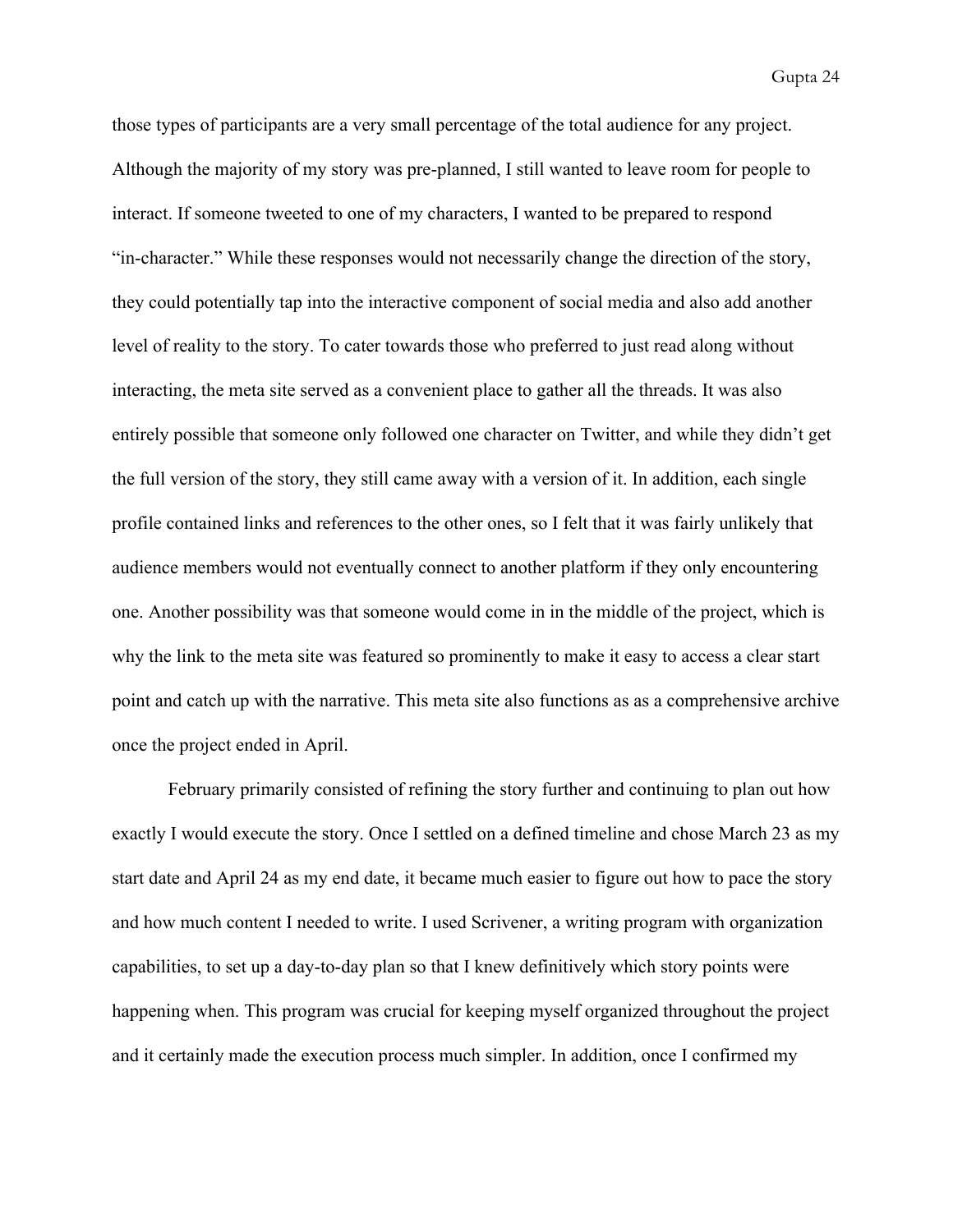those types of participants are a very small percentage of the total audience for any project. Although the majority of my story was pre-planned, I still wanted to leave room for people to interact. If someone tweeted to one of my characters, I wanted to be prepared to respond "in-character." While these responses would not necessarily change the direction of the story, they could potentially tap into the interactive component of social media and also add another level of reality to the story. To cater towards those who preferred to just read along without interacting, the meta site served as a convenient place to gather all the threads. It was also entirely possible that someone only followed one character on Twitter, and while they didn't get the full version of the story, they still came away with a version of it. In addition, each single profile contained links and references to the other ones, so I felt that it was fairly unlikely that audience members would not eventually connect to another platform if they only encountering one. Another possibility was that someone would come in in the middle of the project, which is why the link to the meta site was featured so prominently to make it easy to access a clear start point and catch up with the narrative. This meta site also functions as as a comprehensive archive once the project ended in April.

February primarily consisted of refining the story further and continuing to plan out how exactly I would execute the story. Once I settled on a defined timeline and chose March 23 as my start date and April 24 as my end date, it became much easier to figure out how to pace the story and how much content I needed to write. I used Scrivener, a writing program with organization capabilities, to set up a day-to-day plan so that I knew definitively which story points were happening when. This program was crucial for keeping myself organized throughout the project and it certainly made the execution process much simpler. In addition, once I confirmed my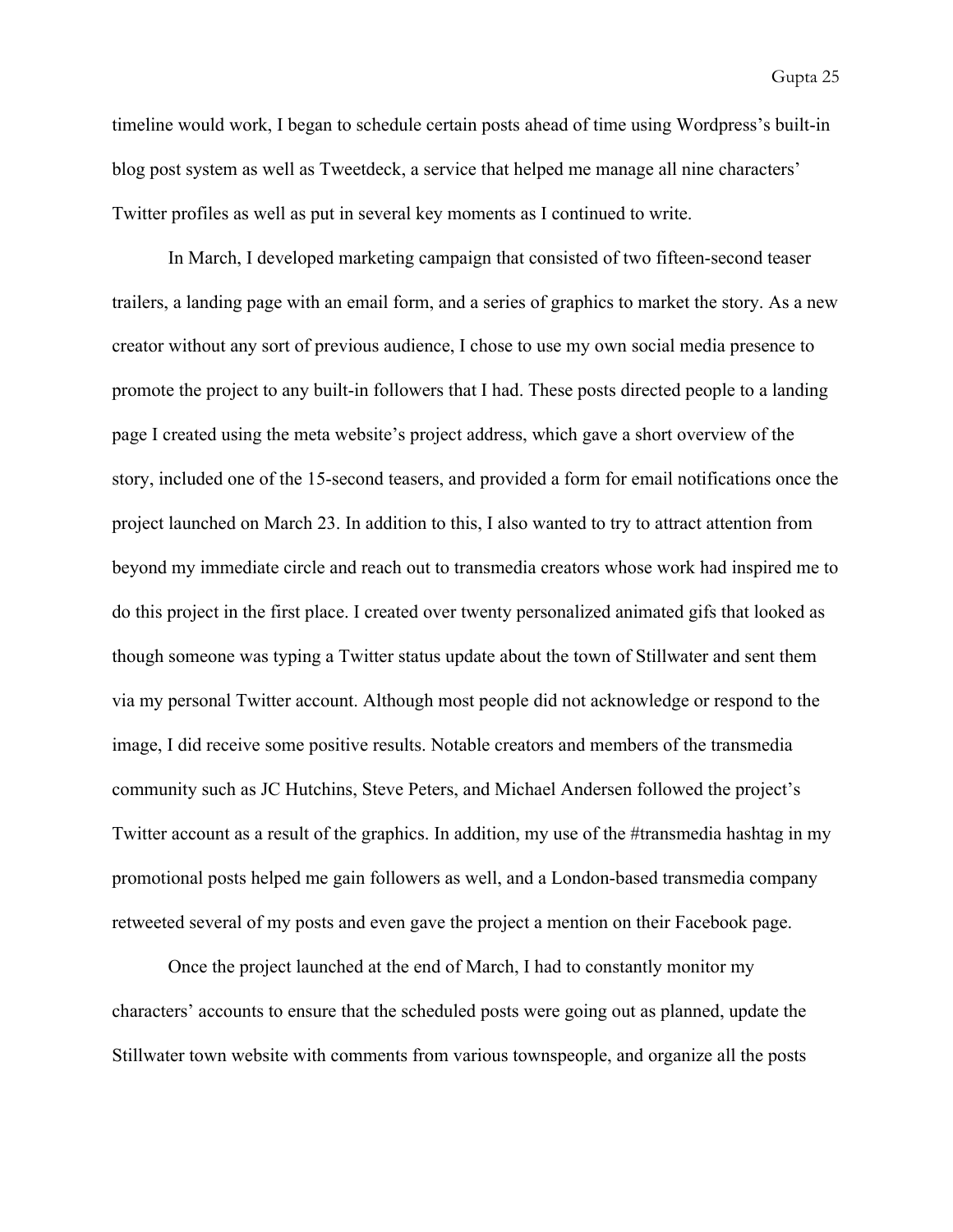timeline would work, I began to schedule certain posts ahead of time using Wordpress's built-in blog post system as well as Tweetdeck, a service that helped me manage all nine characters' Twitter profiles as well as put in several key moments as I continued to write.

In March, I developed marketing campaign that consisted of two fifteen-second teaser trailers, a landing page with an email form, and a series of graphics to market the story. As a new creator without any sort of previous audience, I chose to use my own social media presence to promote the project to any built-in followers that I had. These posts directed people to a landing page I created using the meta website's project address, which gave a short overview of the story, included one of the 15-second teasers, and provided a form for email notifications once the project launched on March 23. In addition to this, I also wanted to try to attract attention from beyond my immediate circle and reach out to transmedia creators whose work had inspired me to do this project in the first place. I created over twenty personalized animated gifs that looked as though someone was typing a Twitter status update about the town of Stillwater and sent them via my personal Twitter account. Although most people did not acknowledge or respond to the image, I did receive some positive results. Notable creators and members of the transmedia community such as JC Hutchins, Steve Peters, and Michael Andersen followed the project's Twitter account as a result of the graphics. In addition, my use of the #transmedia hashtag in my promotional posts helped me gain followers as well, and a London-based transmedia company retweeted several of my posts and even gave the project a mention on their Facebook page.

Once the project launched at the end of March, I had to constantly monitor my characters' accounts to ensure that the scheduled posts were going out as planned, update the Stillwater town website with comments from various townspeople, and organize all the posts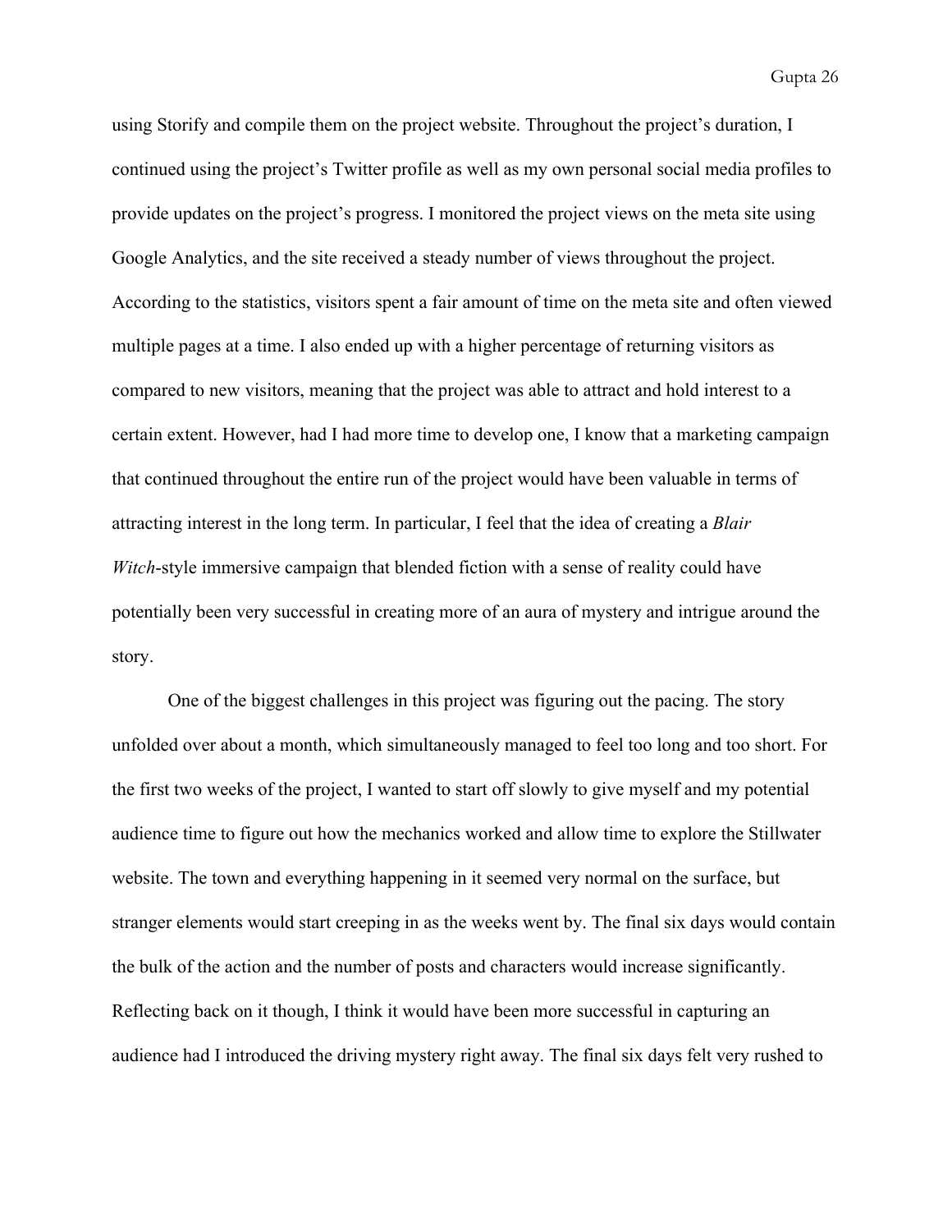using Storify and compile them on the project website. Throughout the project's duration, I continued using the project's Twitter profile as well as my own personal social media profiles to provide updates on the project's progress. I monitored the project views on the meta site using Google Analytics, and the site received a steady number of views throughout the project. According to the statistics, visitors spent a fair amount of time on the meta site and often viewed multiple pages at a time. I also ended up with a higher percentage of returning visitors as compared to new visitors, meaning that the project was able to attract and hold interest to a certain extent. However, had I had more time to develop one, I know that a marketing campaign that continued throughout the entire run of the project would have been valuable in terms of attracting interest in the long term. In particular, I feel that the idea of creating a *Blair Witch*-style immersive campaign that blended fiction with a sense of reality could have potentially been very successful in creating more of an aura of mystery and intrigue around the story.

One of the biggest challenges in this project was figuring out the pacing. The story unfolded over about a month, which simultaneously managed to feel too long and too short. For the first two weeks of the project, I wanted to start off slowly to give myself and my potential audience time to figure out how the mechanics worked and allow time to explore the Stillwater website. The town and everything happening in it seemed very normal on the surface, but stranger elements would start creeping in as the weeks went by. The final six days would contain the bulk of the action and the number of posts and characters would increase significantly. Reflecting back on it though, I think it would have been more successful in capturing an audience had I introduced the driving mystery right away. The final six days felt very rushed to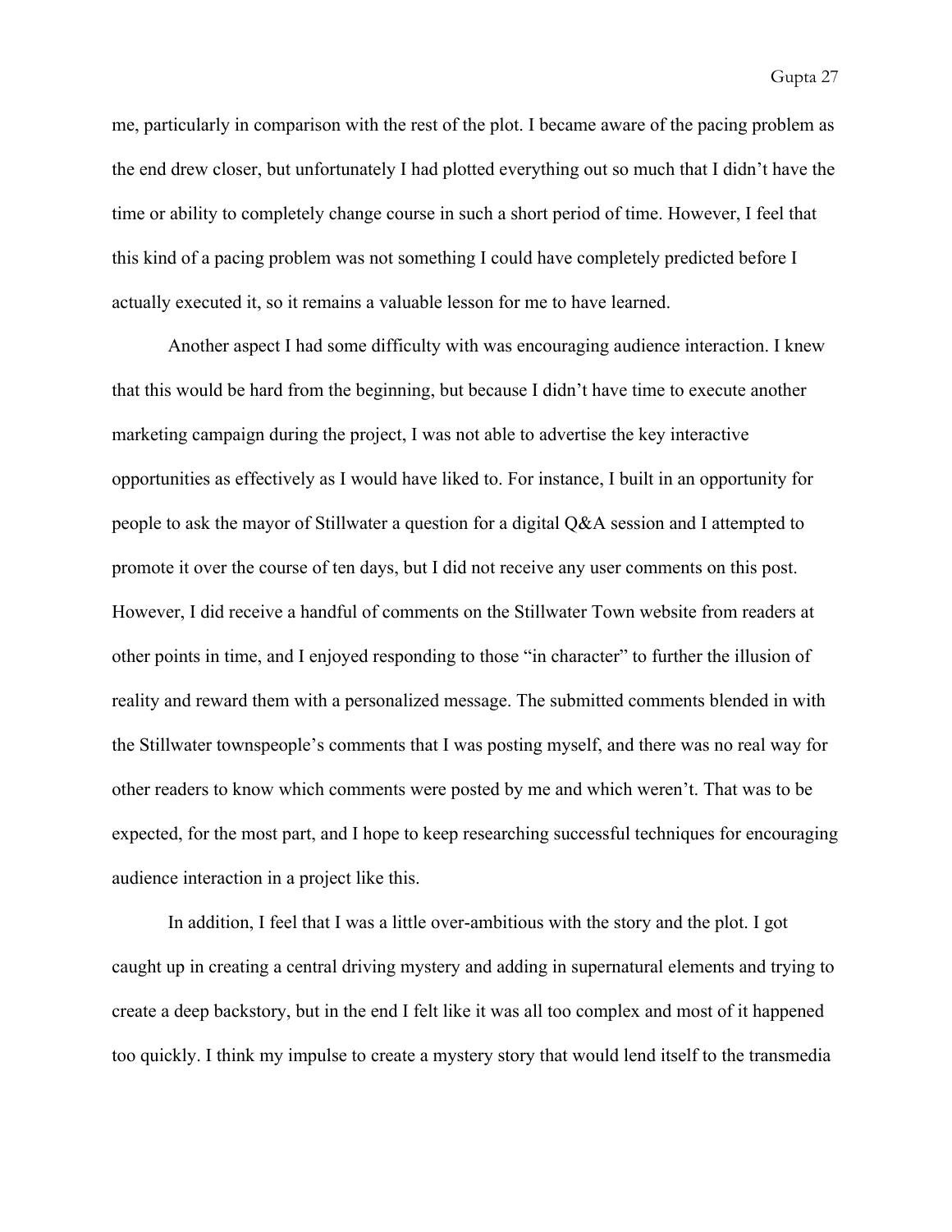me, particularly in comparison with the rest of the plot. I became aware of the pacing problem as the end drew closer, but unfortunately I had plotted everything out so much that I didn't have the time or ability to completely change course in such a short period of time. However, I feel that this kind of a pacing problem was not something I could have completely predicted before I actually executed it, so it remains a valuable lesson for me to have learned.

Another aspect I had some difficulty with was encouraging audience interaction. I knew that this would be hard from the beginning, but because I didn't have time to execute another marketing campaign during the project, I was not able to advertise the key interactive opportunities as effectively as I would have liked to. For instance, I built in an opportunity for people to ask the mayor of Stillwater a question for a digital Q&A session and I attempted to promote it over the course of ten days, but I did not receive any user comments on this post. However, I did receive a handful of comments on the Stillwater Town website from readers at other points in time, and I enjoyed responding to those "in character" to further the illusion of reality and reward them with a personalized message. The submitted comments blended in with the Stillwater townspeople's comments that I was posting myself, and there was no real way for other readers to know which comments were posted by me and which weren't. That was to be expected, for the most part, and I hope to keep researching successful techniques for encouraging audience interaction in a project like this.

In addition, I feel that I was a little over-ambitious with the story and the plot. I got caught up in creating a central driving mystery and adding in supernatural elements and trying to create a deep backstory, but in the end I felt like it was all too complex and most of it happened too quickly. I think my impulse to create a mystery story that would lend itself to the transmedia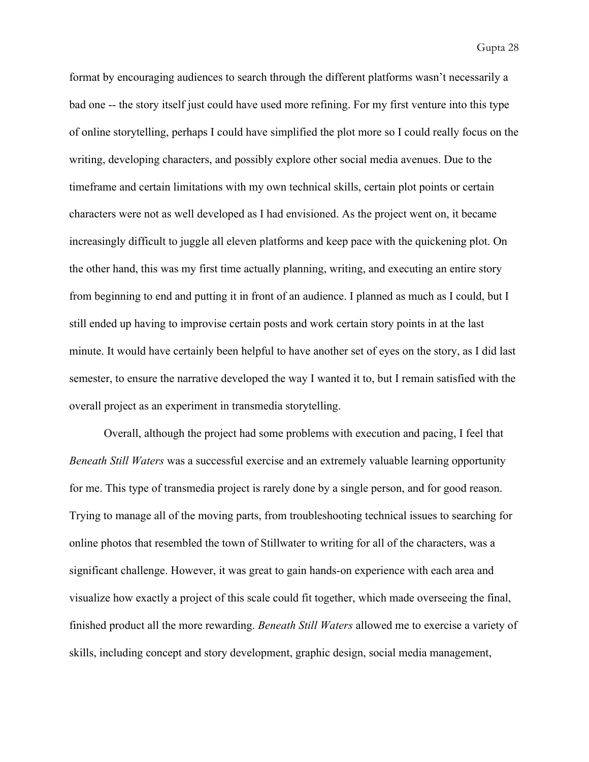format by encouraging audiences to search through the different platforms wasn't necessarily a bad one -- the story itself just could have used more refining. For my first venture into this type of online storytelling, perhaps I could have simplified the plot more so I could really focus on the writing, developing characters, and possibly explore other social media avenues. Due to the timeframe and certain limitations with my own technical skills, certain plot points or certain characters were not as well developed as I had envisioned. As the project went on, it became increasingly difficult to juggle all eleven platforms and keep pace with the quickening plot. On the other hand, this was my first time actually planning, writing, and executing an entire story from beginning to end and putting it in front of an audience. I planned as much as I could, but I still ended up having to improvise certain posts and work certain story points in at the last minute. It would have certainly been helpful to have another set of eyes on the story, as I did last semester, to ensure the narrative developed the way I wanted it to, but I remain satisfied with the overall project as an experiment in transmedia storytelling.

Overall, although the project had some problems with execution and pacing, I feel that *Beneath Still Waters* was a successful exercise and an extremely valuable learning opportunity for me. This type of transmedia project is rarely done by a single person, and for good reason. Trying to manage all of the moving parts, from troubleshooting technical issues to searching for online photos that resembled the town of Stillwater to writing for all of the characters, was a significant challenge. However, it was great to gain hands-on experience with each area and visualize how exactly a project of this scale could fit together, which made overseeing the final, finished product all the more rewarding. *Beneath Still Waters* allowed me to exercise a variety of skills, including concept and story development, graphic design, social media management,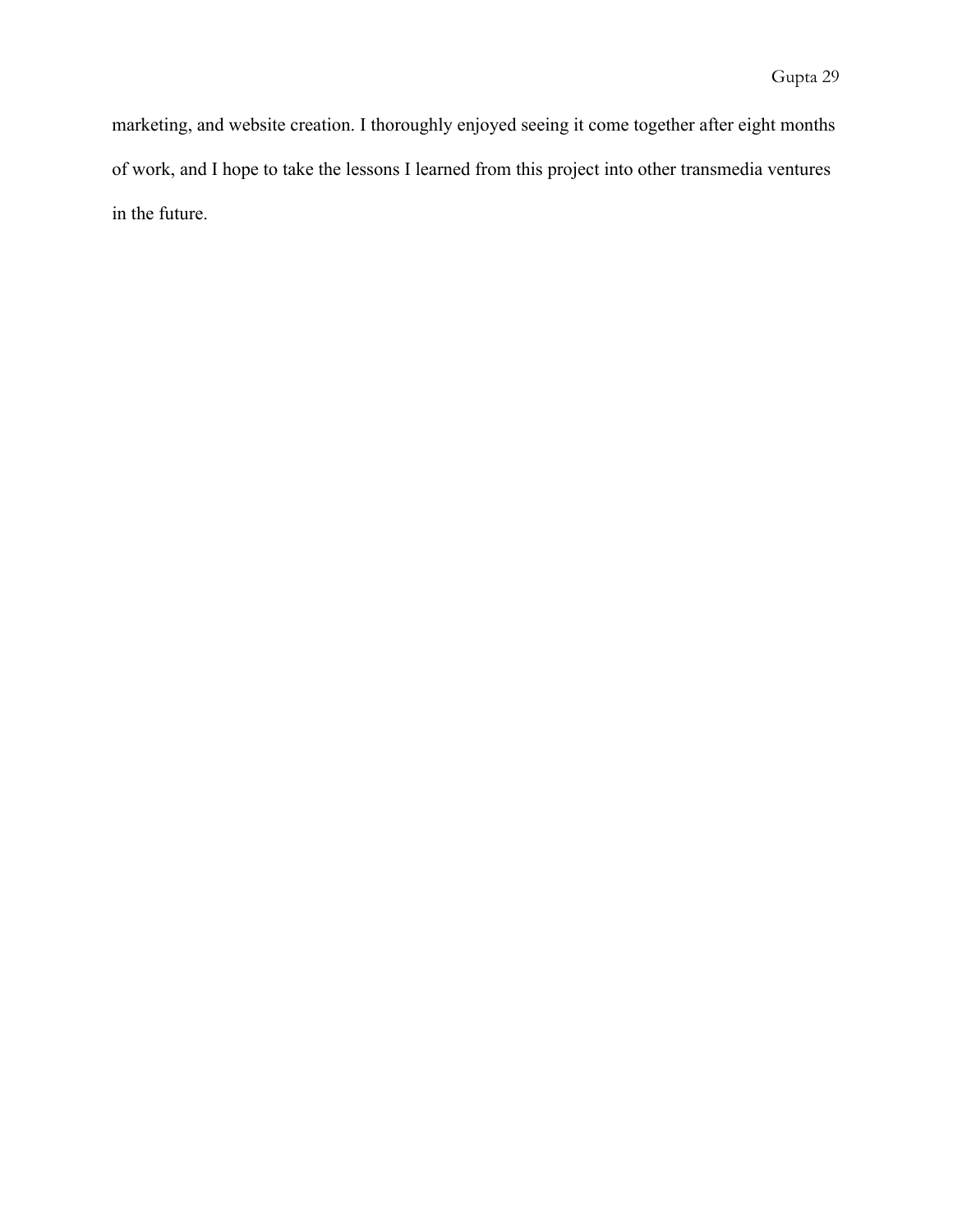marketing, and website creation. I thoroughly enjoyed seeing it come together after eight months of work, and I hope to take the lessons I learned from this project into other transmedia ventures in the future.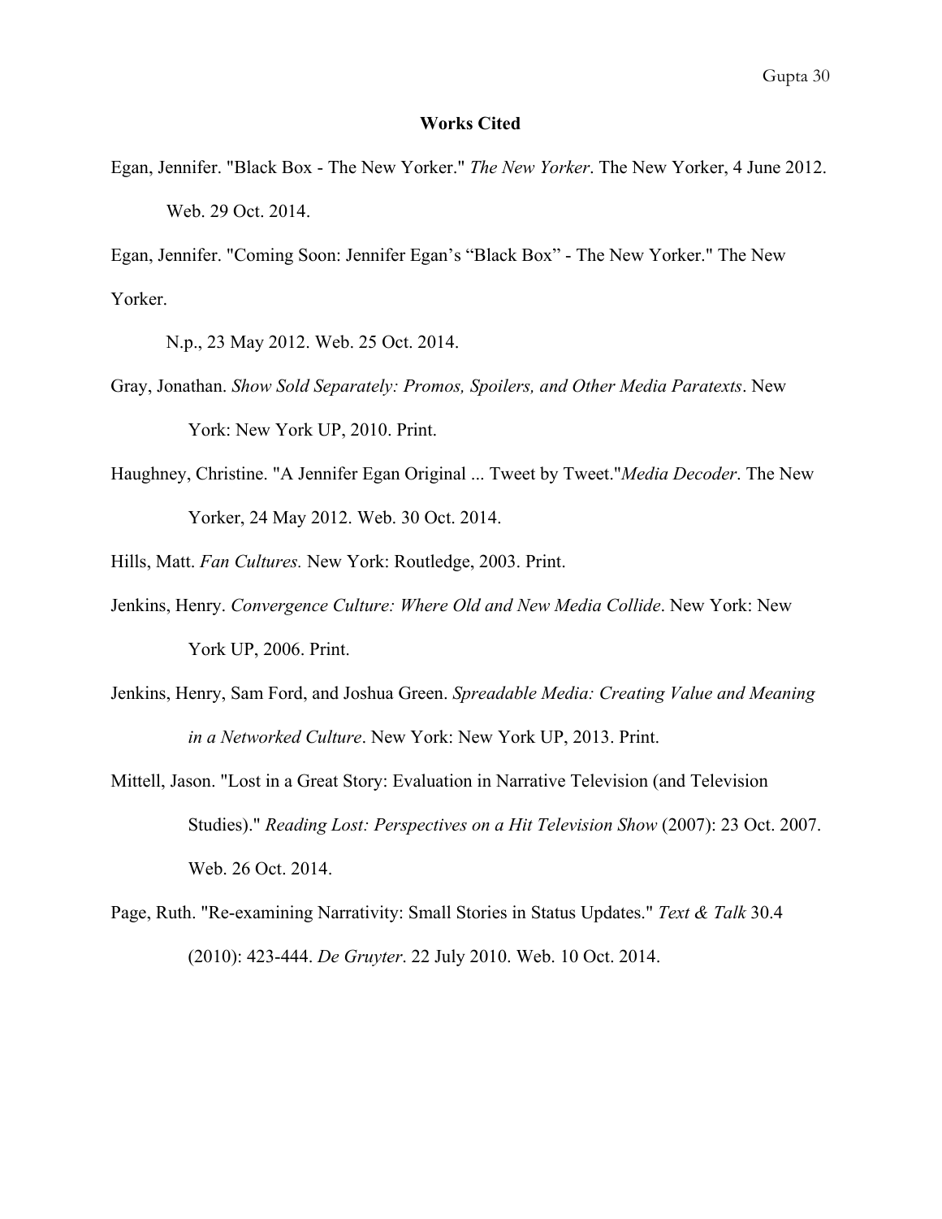# Works Cited

Egan, Jennifer. "Black Box - The New Yorker." *The New Yorker*. The New Yorker, 4 June 2012. Web. 29 Oct. 2014.

Egan, Jennifer. "Coming Soon: Jennifer Egan's "Black Box" - The New Yorker." The New Yorker.

N.p., 23 May 2012. Web. 25 Oct. 2014.

Gray, Jonathan. *Show Sold Separately: Promos, Spoilers, and Other Media Paratexts*. New York: New York UP, 2010. Print.

Haughney, Christine. "A Jennifer Egan Original ... Tweet by Tweet."*Media Decoder.* The New Yorker, 24 May 2012. Web. 30 Oct. 2014.

Hills, Matt. *Fan Cultures.* New York: Routledge, 2003. Print.

Jenkins, Henry. *Convergence Culture: Where Old and New Media Collide*. New York: New York UP, 2006. Print.

Jenkins, Henry, Sam Ford, and Joshua Green. *Spreadable Media: Creating Value and Meaning in a Networked Culture*. New York: New York UP, 2013. Print.

Mittell, Jason. "Lost in a Great Story: Evaluation in Narrative Television (and Television Studies)." *Reading Lost: Perspectives on a Hit Television Show* (2007): 23 Oct. 2007. Web. 26 Oct. 2014.

Page, Ruth. "Re-examining Narrativity: Small Stories in Status Updates." *Text & Talk* 30.4 (2010): 423-444. *De Gruyter*. 22 July 2010. Web. 10 Oct. 2014.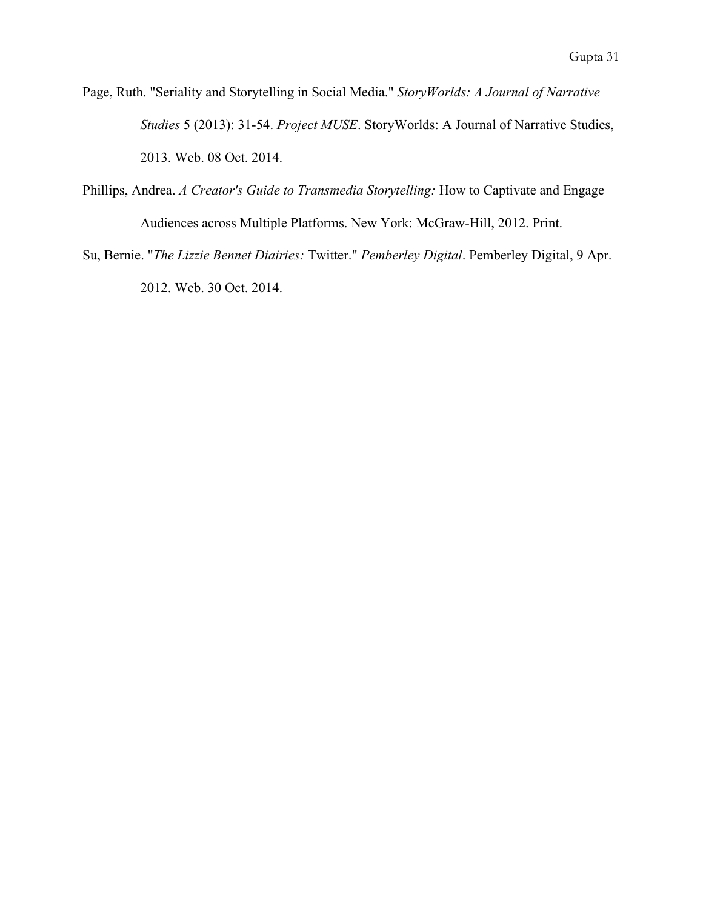Page, Ruth. "Seriality and Storytelling in Social Media." *StoryWorlds: A Journal of Narrative Studies* 5 (2013): 31-54. *Project MUSE*. StoryWorlds: A Journal of Narrative Studies, 2013. Web. 08 Oct. 2014.

Phillips, Andrea. *A Creator's Guide to Transmedia Storytelling:* How to Captivate and Engage Audiences across Multiple Platforms. New York: McGraw-Hill, 2012. Print.

Su, Bernie. "*The Lizzie Bennet Diairies:* Twitter." *Pemberley Digital*. Pemberley Digital, 9 Apr. 2012. Web. 30 Oct. 2014.